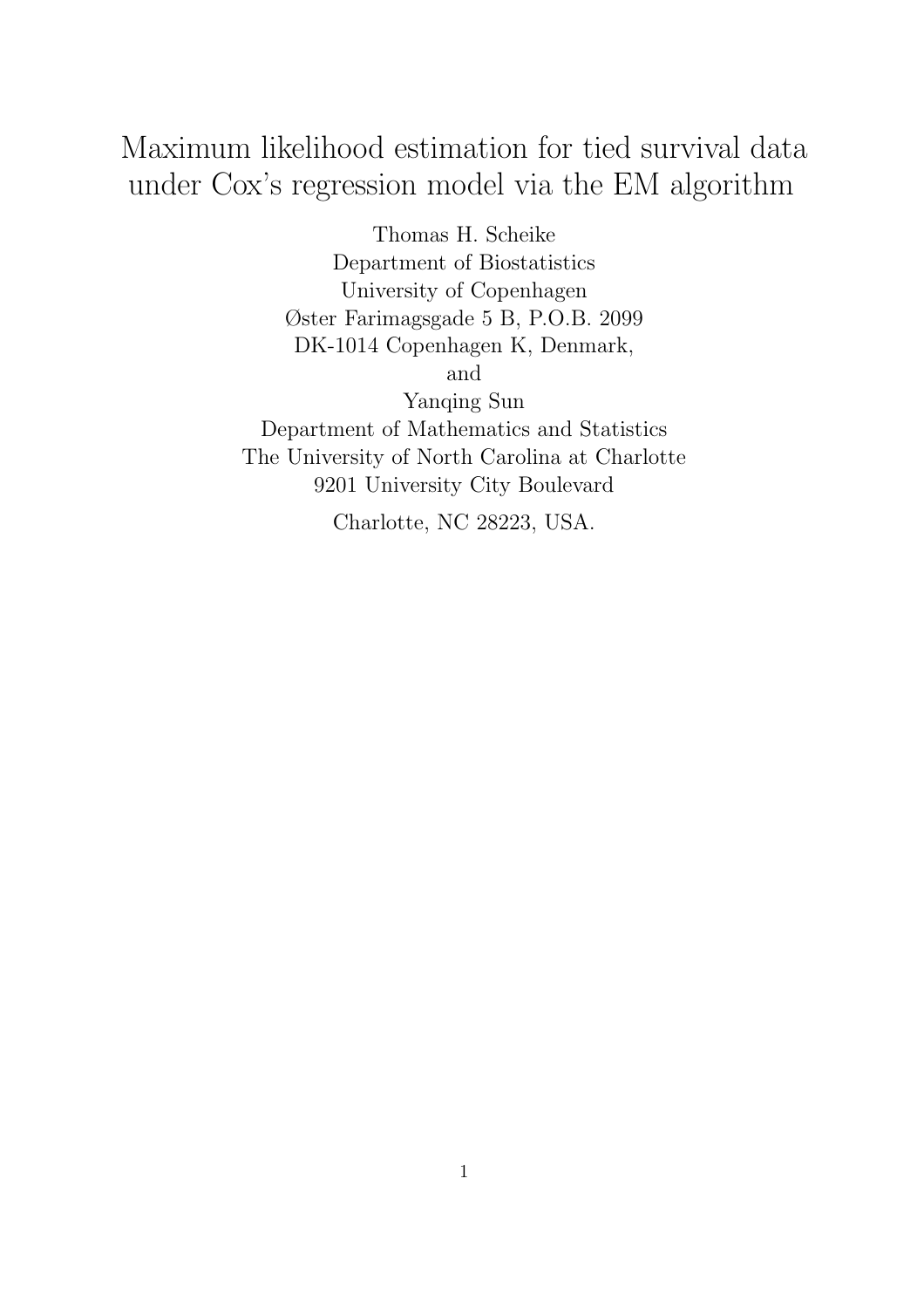# Maximum likelihood estimation for tied survival data under Cox's regression model via the EM algorithm

Thomas H. Scheike
Department of Biostatistics
University of Copenhagen
Øster Farimagsgade 5 B, P.O.B. 2099
DK-1014 Copenhagen K, Denmark,
and
Yanqing Sun
Department of Mathematics and Statistics
The University of North Carolina at Charlotte
9201 University City Boulevard
Charlotte, NC 28223, USA.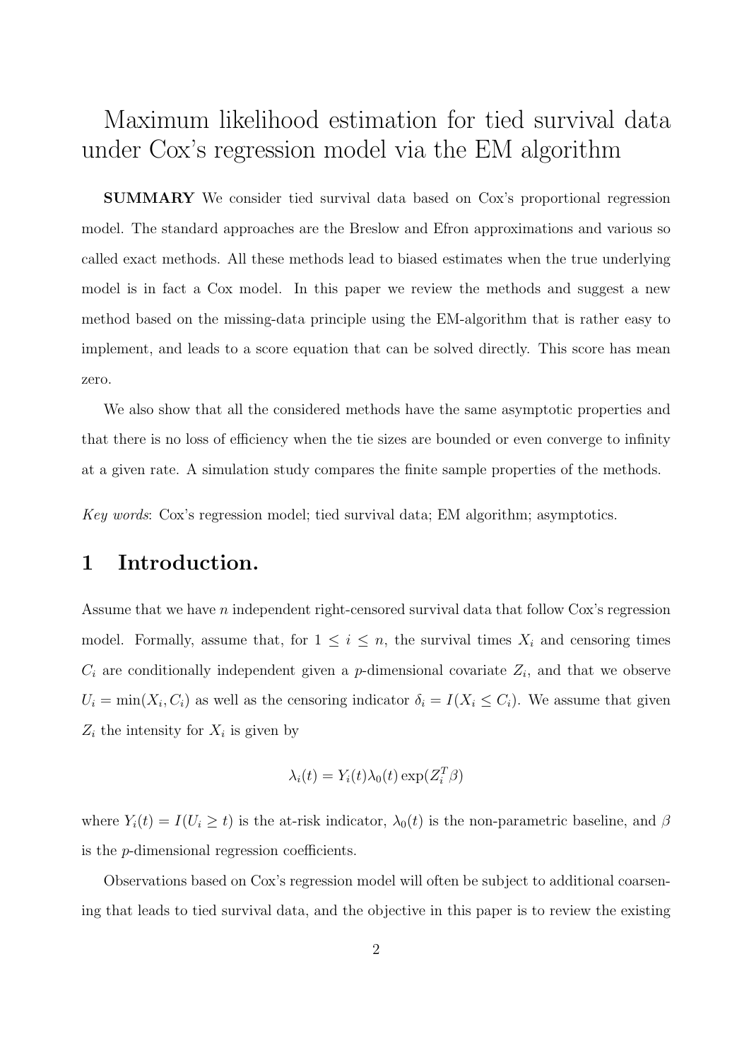# Maximum likelihood estimation for tied survival data under Cox's regression model via the EM algorithm

**SUMMARY** We consider tied survival data based on Cox's proportional regression model. The standard approaches are the Breslow and Efron approximations and various so called exact methods. All these methods lead to biased estimates when the true underlying model is in fact a Cox model. In this paper we review the methods and suggest a new method based on the missing-data principle using the EM-algorithm that is rather easy to implement, and leads to a score equation that can be solved directly. This score has mean zero.

We also show that all the considered methods have the same asymptotic properties and that there is no loss of efficiency when the tie sizes are bounded or even converge to infinity at a given rate. A simulation study compares the finite sample properties of the methods.

*Key words*: Cox's regression model; tied survival data; EM algorithm; asymptotics.

## 1 Introduction.

Assume that we have $n$ independent right-censored survival data that follow Cox's regression model. Formally, assume that, for $1 \leq i \leq n$, the survival times $X_i$ and censoring times $C_i$ are conditionally independent given a $p$-dimensional covariate $Z_i$, and that we observe $U_i = \min(X_i, C_i)$ as well as the censoring indicator $\delta_i = I(X_i \leq C_i)$. We assume that given $Z_i$ the intensity for $X_i$ is given by

$$\lambda_i(t) = Y_i(t)\lambda_0(t)\exp(Z_i^T\beta)$$

where $Y_i(t) = I(U_i \geq t)$ is the at-risk indicator, $\lambda_0(t)$ is the non-parametric baseline, and $\beta$ is the $p$-dimensional regression coefficients.

Observations based on Cox's regression model will often be subject to additional coarsening that leads to tied survival data, and the objective in this paper is to review the existing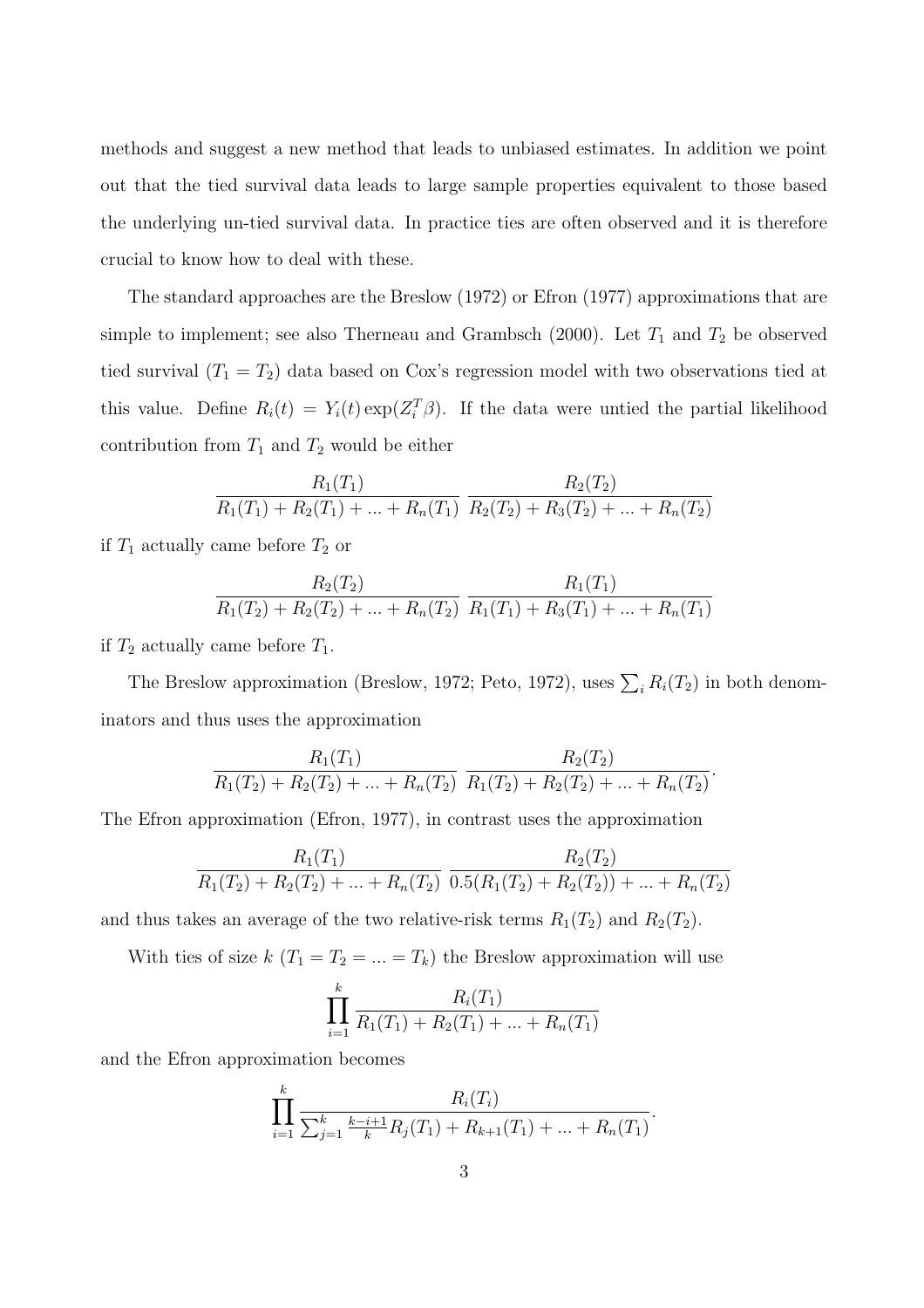methods and suggest a new method that leads to unbiased estimates. In addition we point out that the tied survival data leads to large sample properties equivalent to those based the underlying un-tied survival data. In practice ties are often observed and it is therefore crucial to know how to deal with these.

The standard approaches are the Breslow (1972) or Efron (1977) approximations that are simple to implement; see also Therneau and Grambsch (2000). Let $T_1$ and $T_2$ be observed tied survival ($T_1 = T_2$) data based on Cox's regression model with two observations tied at this value. Define $R_i(t) = Y_i(t)\exp(Z_i^T \beta)$. If the data were untied the partial likelihood contribution from $T_1$ and $T_2$ would be either

$$\frac{R_1(T_1)}{R_1(T_1) + R_2(T_1) + ... + R_n(T_1)} \; \frac{R_2(T_2)}{R_2(T_2) + R_3(T_2) + ... + R_n(T_2)}$$

if $T_1$ actually came before $T_2$ or

$$\frac{R_2(T_2)}{R_1(T_2) + R_2(T_2) + ... + R_n(T_2)} \; \frac{R_1(T_1)}{R_1(T_1) + R_3(T_1) + ... + R_n(T_1)}$$

if $T_2$ actually came before $T_1$.

The Breslow approximation (Breslow, 1972; Peto, 1972), uses $\sum_i R_i(T_2)$ in both denominators and thus uses the approximation

$$\frac{R_1(T_1)}{R_1(T_2) + R_2(T_2) + ... + R_n(T_2)} \; \frac{R_2(T_2)}{R_1(T_2) + R_2(T_2) + ... + R_n(T_2)}.$$

The Efron approximation (Efron, 1977), in contrast uses the approximation

$$\frac{R_1(T_1)}{R_1(T_2) + R_2(T_2) + ... + R_n(T_2)} \; \frac{R_2(T_2)}{0.5(R_1(T_2) + R_2(T_2)) + ... + R_n(T_2)}$$

and thus takes an average of the two relative-risk terms $R_1(T_2)$ and $R_2(T_2)$.

With ties of size $k$ ($T_1 = T_2 = ... = T_k$) the Breslow approximation will use

$$\prod_{i=1}^{k} \frac{R_i(T_1)}{R_1(T_1) + R_2(T_1) + ... + R_n(T_1)}$$

and the Efron approximation becomes

$$\prod_{i=1}^{k} \frac{R_i(T_i)}{\sum_{j=1}^{k} \frac{k-i+1}{k} R_j(T_1) + R_{k+1}(T_1) + ... + R_n(T_1)}.$$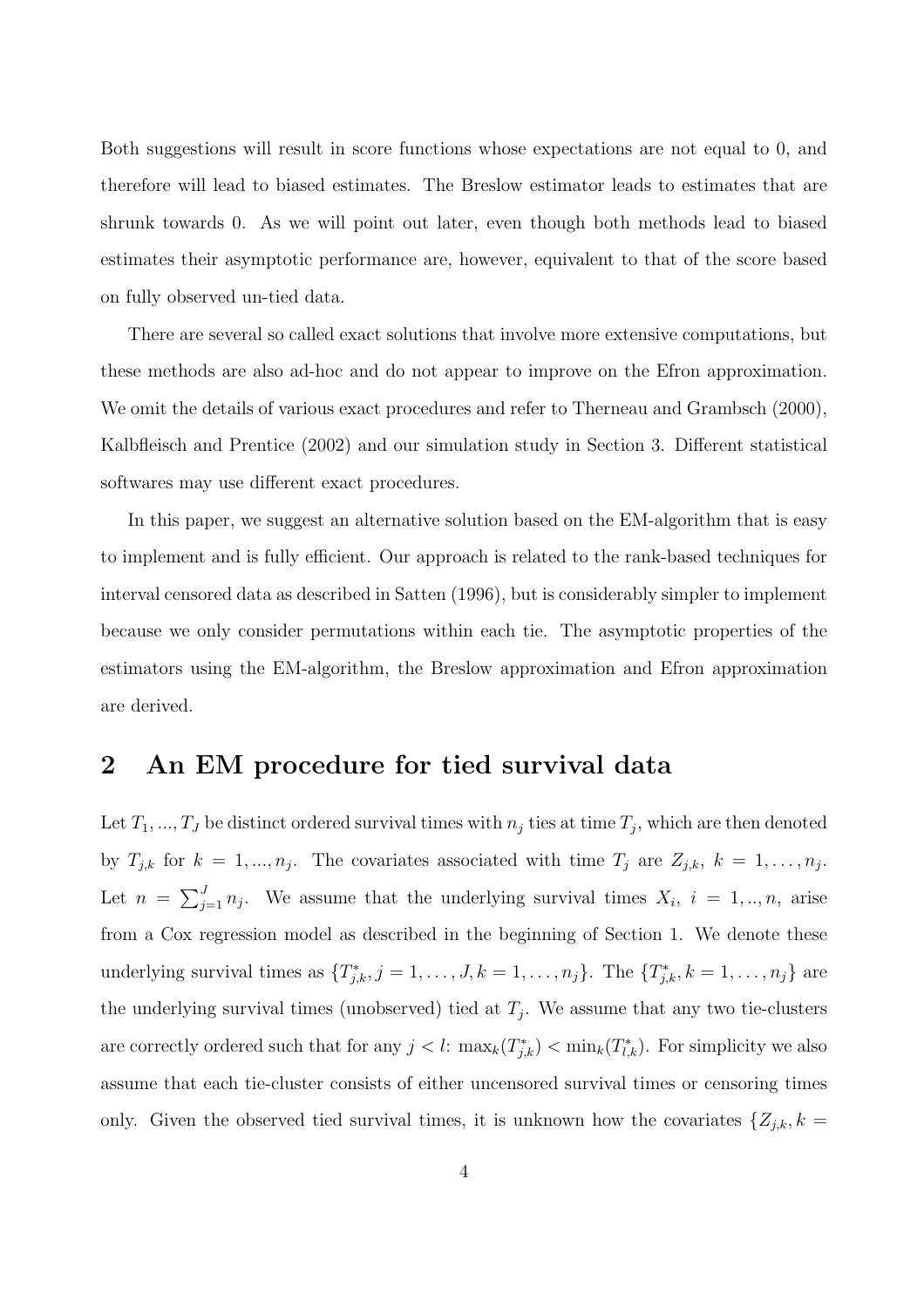Both suggestions will result in score functions whose expectations are not equal to 0, and therefore will lead to biased estimates. The Breslow estimator leads to estimates that are shrunk towards 0. As we will point out later, even though both methods lead to biased estimates their asymptotic performance are, however, equivalent to that of the score based on fully observed un-tied data.

There are several so called exact solutions that involve more extensive computations, but these methods are also ad-hoc and do not appear to improve on the Efron approximation. We omit the details of various exact procedures and refer to Therneau and Grambsch (2000), Kalbfleisch and Prentice (2002) and our simulation study in Section 3. Different statistical softwares may use different exact procedures.

In this paper, we suggest an alternative solution based on the EM-algorithm that is easy to implement and is fully efficient. Our approach is related to the rank-based techniques for interval censored data as described in Satten (1996), but is considerably simpler to implement because we only consider permutations within each tie. The asymptotic properties of the estimators using the EM-algorithm, the Breslow approximation and Efron approximation are derived.

## 2 An EM procedure for tied survival data

Let $T_1, ..., T_J$ be distinct ordered survival times with $n_j$ ties at time $T_j$, which are then denoted by $T_{j,k}$ for $k = 1, ..., n_j$. The covariates associated with time $T_j$ are $Z_{j,k}$, $k = 1, \ldots, n_j$. Let $n = \sum_{j=1}^{J} n_j$. We assume that the underlying survival times $X_i$, $i = 1, .., n$, arise from a Cox regression model as described in the beginning of Section 1. We denote these underlying survival times as $\{T^*_{j,k}, j = 1, \ldots, J, k = 1, \ldots, n_j\}$. The $\{T^*_{j,k}, k = 1, \ldots, n_j\}$ are the underlying survival times (unobserved) tied at $T_j$. We assume that any two tie-clusters are correctly ordered such that for any $j < l$: $\max_k(T^*_{j,k}) < \min_k(T^*_{l,k})$. For simplicity we also assume that each tie-cluster consists of either uncensored survival times or censoring times only. Given the observed tied survival times, it is unknown how the covariates $\{Z_{j,k}, k =$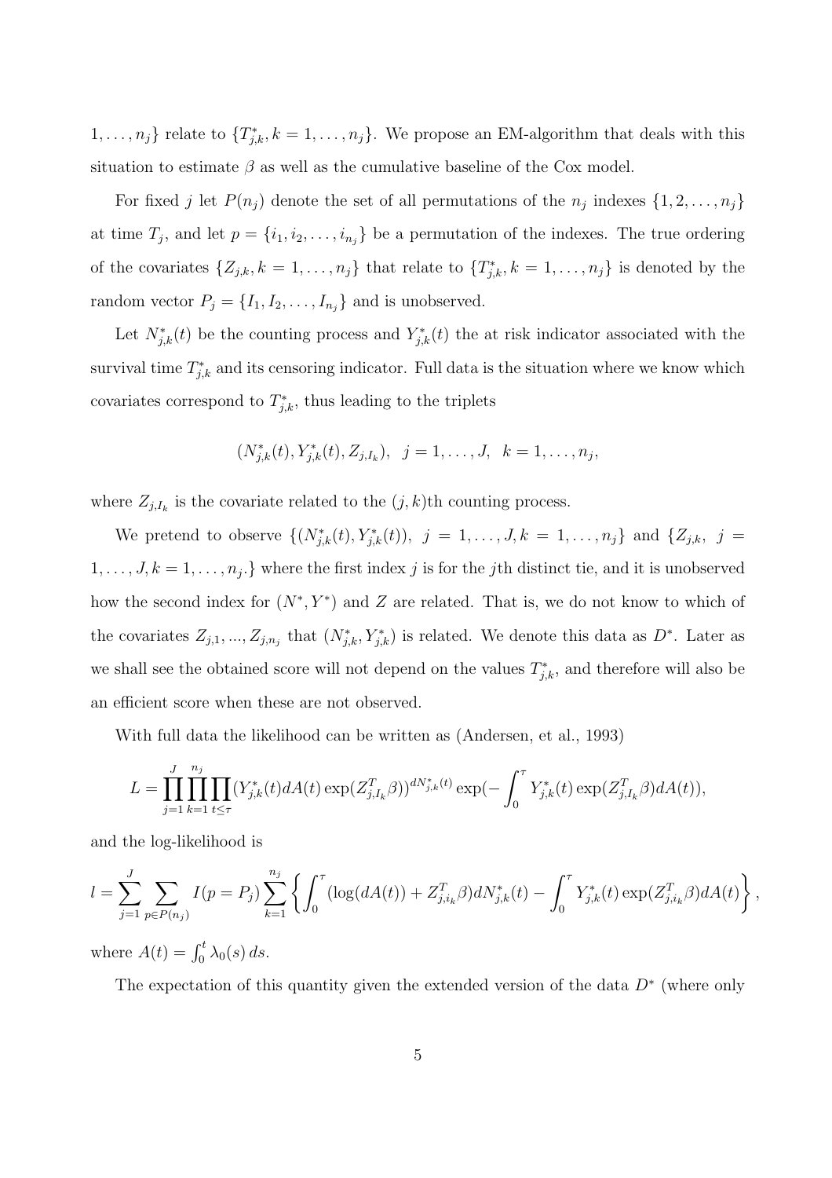$1, \ldots, n_j\}$ relate to $\{T^*_{j,k}, k = 1, \ldots, n_j\}$. We propose an EM-algorithm that deals with this situation to estimate $\beta$ as well as the cumulative baseline of the Cox model.

For fixed $j$ let $P(n_j)$ denote the set of all permutations of the $n_j$ indexes $\{1, 2, \ldots, n_j\}$ at time $T_j$, and let $p = \{i_1, i_2, \ldots, i_{n_j}\}$ be a permutation of the indexes. The true ordering of the covariates $\{Z_{j,k}, k = 1, \ldots, n_j\}$ that relate to $\{T^*_{j,k}, k = 1, \ldots, n_j\}$ is denoted by the random vector $P_j = \{I_1, I_2, \ldots, I_{n_j}\}$ and is unobserved.

Let $N^*_{j,k}(t)$ be the counting process and $Y^*_{j,k}(t)$ the at risk indicator associated with the survival time $T^*_{j,k}$ and its censoring indicator. Full data is the situation where we know which covariates correspond to $T^*_{j,k}$, thus leading to the triplets

$$(N^*_{j,k}(t), Y^*_{j,k}(t), Z_{j,I_k}), \quad j = 1, \ldots, J, \quad k = 1, \ldots, n_j,$$

where $Z_{j,I_k}$ is the covariate related to the $(j,k)$th counting process.

We pretend to observe $\{(N^*_{j,k}(t), Y^*_{j,k}(t)), \ j = 1, \ldots, J, k = 1, \ldots, n_j\}$ and $\{Z_{j,k}, \ j = 1, \ldots, J, k = 1, \ldots, n_j.\}$ where the first index $j$ is for the $j$th distinct tie, and it is unobserved how the second index for $(N^*, Y^*)$ and $Z$ are related. That is, we do not know to which of the covariates $Z_{j,1}, ..., Z_{j,n_j}$ that $(N^*_{j,k}, Y^*_{j,k})$ is related. We denote this data as $D^*$. Later as we shall see the obtained score will not depend on the values $T^*_{j,k}$, and therefore will also be an efficient score when these are not observed.

With full data the likelihood can be written as (Andersen, et al., 1993)

$$L = \prod_{j=1}^{J} \prod_{k=1}^{n_j} \prod_{t \leq \tau} (Y^*_{j,k}(t) dA(t) \exp(Z^T_{j,I_k} \beta))^{dN^*_{j,k}(t)} \exp(-\int_0^\tau Y^*_{j,k}(t) \exp(Z^T_{j,I_k} \beta) dA(t)),$$

and the log-likelihood is

$$l = \sum_{j=1}^{J} \sum_{p \in P(n_j)} I(p = P_j) \sum_{k=1}^{n_j} \left\{ \int_0^\tau (\log(dA(t)) + Z^T_{j,i_k} \beta) dN^*_{j,k}(t) - \int_0^\tau Y^*_{j,k}(t) \exp(Z^T_{j,i_k} \beta) dA(t) \right\},$$

where $A(t) = \int_0^t \lambda_0(s) \, ds$.

The expectation of this quantity given the extended version of the data $D^*$ (where only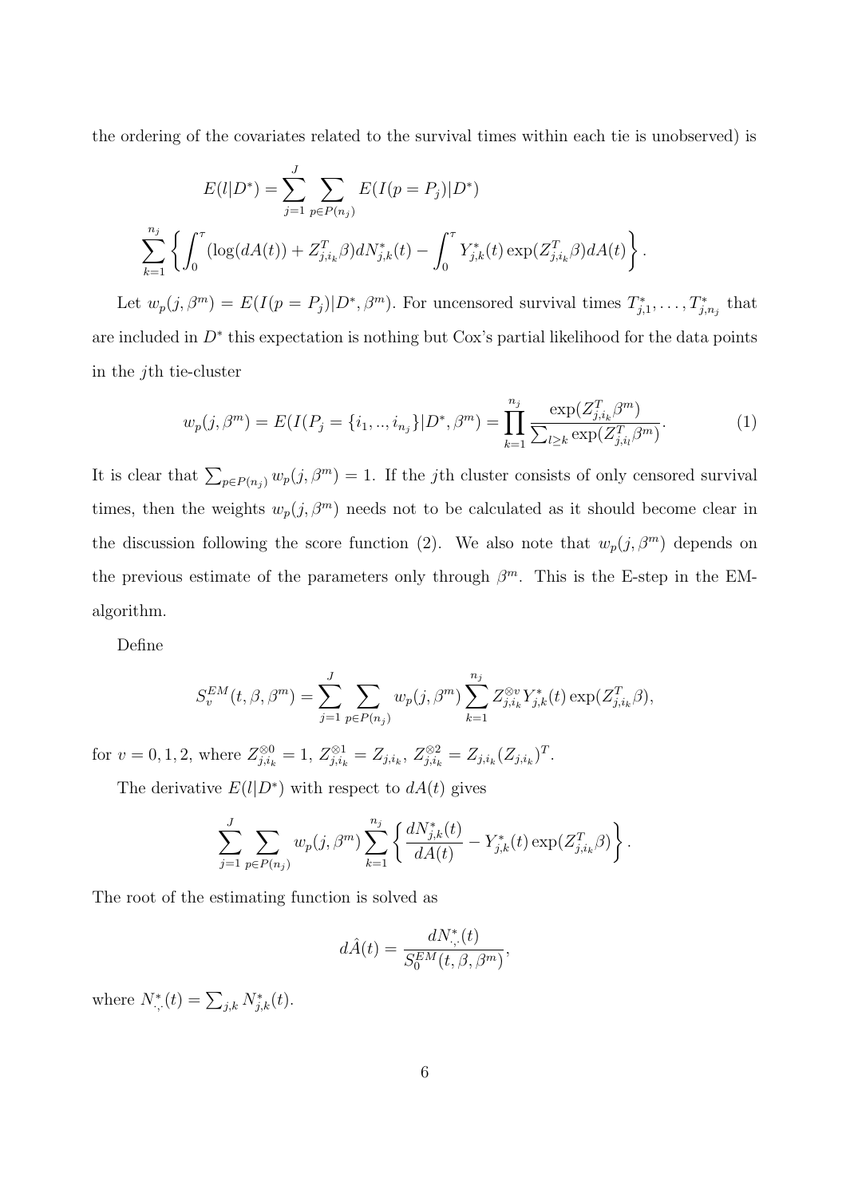the ordering of the covariates related to the survival times within each tie is unobserved) is

$$E(l|D^*) = \sum_{j=1}^{J} \sum_{p \in P(n_j)} E(I(p = P_j)|D^*)$$

$$\sum_{k=1}^{n_j} \left\{ \int_0^\tau (\log(dA(t)) + Z_{j,i_k}^T \beta) dN_{j,k}^*(t) - \int_0^\tau Y_{j,k}^*(t) \exp(Z_{j,i_k}^T \beta) dA(t) \right\}.$$

Let $w_p(j, \beta^m) = E(I(p = P_j)|D^*, \beta^m)$. For uncensored survival times $T_{j,1}^*, \ldots, T_{j,n_j}^*$ that are included in $D^*$ this expectation is nothing but Cox's partial likelihood for the data points in the $j$th tie-cluster

$$w_p(j, \beta^m) = E(I(P_j = \{i_1, .., i_{n_j}\})|D^*, \beta^m) = \prod_{k=1}^{n_j} \frac{\exp(Z_{j,i_k}^T \beta^m)}{\sum_{l \geq k} \exp(Z_{j,i_l}^T \beta^m)}. \tag{1}$$

It is clear that $\sum_{p \in P(n_j)} w_p(j, \beta^m) = 1$. If the $j$th cluster consists of only censored survival times, then the weights $w_p(j, \beta^m)$ needs not to be calculated as it should become clear in the discussion following the score function (2). We also note that $w_p(j, \beta^m)$ depends on the previous estimate of the parameters only through $\beta^m$. This is the E-step in the EM-algorithm.

Define

$$S_v^{EM}(t, \beta, \beta^m) = \sum_{j=1}^{J} \sum_{p \in P(n_j)} w_p(j, \beta^m) \sum_{k=1}^{n_j} Z_{j,i_k}^{\otimes v} Y_{j,k}^*(t) \exp(Z_{j,i_k}^T \beta),$$

for $v = 0, 1, 2$, where $Z_{j,i_k}^{\otimes 0} = 1$, $Z_{j,i_k}^{\otimes 1} = Z_{j,i_k}$, $Z_{j,i_k}^{\otimes 2} = Z_{j,i_k}(Z_{j,i_k})^T$.

The derivative $E(l|D^*)$ with respect to $dA(t)$ gives

$$\sum_{j=1}^{J} \sum_{p \in P(n_j)} w_p(j, \beta^m) \sum_{k=1}^{n_j} \left\{ \frac{dN_{j,k}^*(t)}{dA(t)} - Y_{j,k}^*(t) \exp(Z_{j,i_k}^T \beta) \right\}.$$

The root of the estimating function is solved as

$$d\hat{A}(t) = \frac{dN_{\cdot,\cdot}^*(t)}{S_0^{EM}(t, \beta, \beta^m)},$$

where $N_{\cdot,\cdot}^*(t) = \sum_{j,k} N_{j,k}^*(t)$.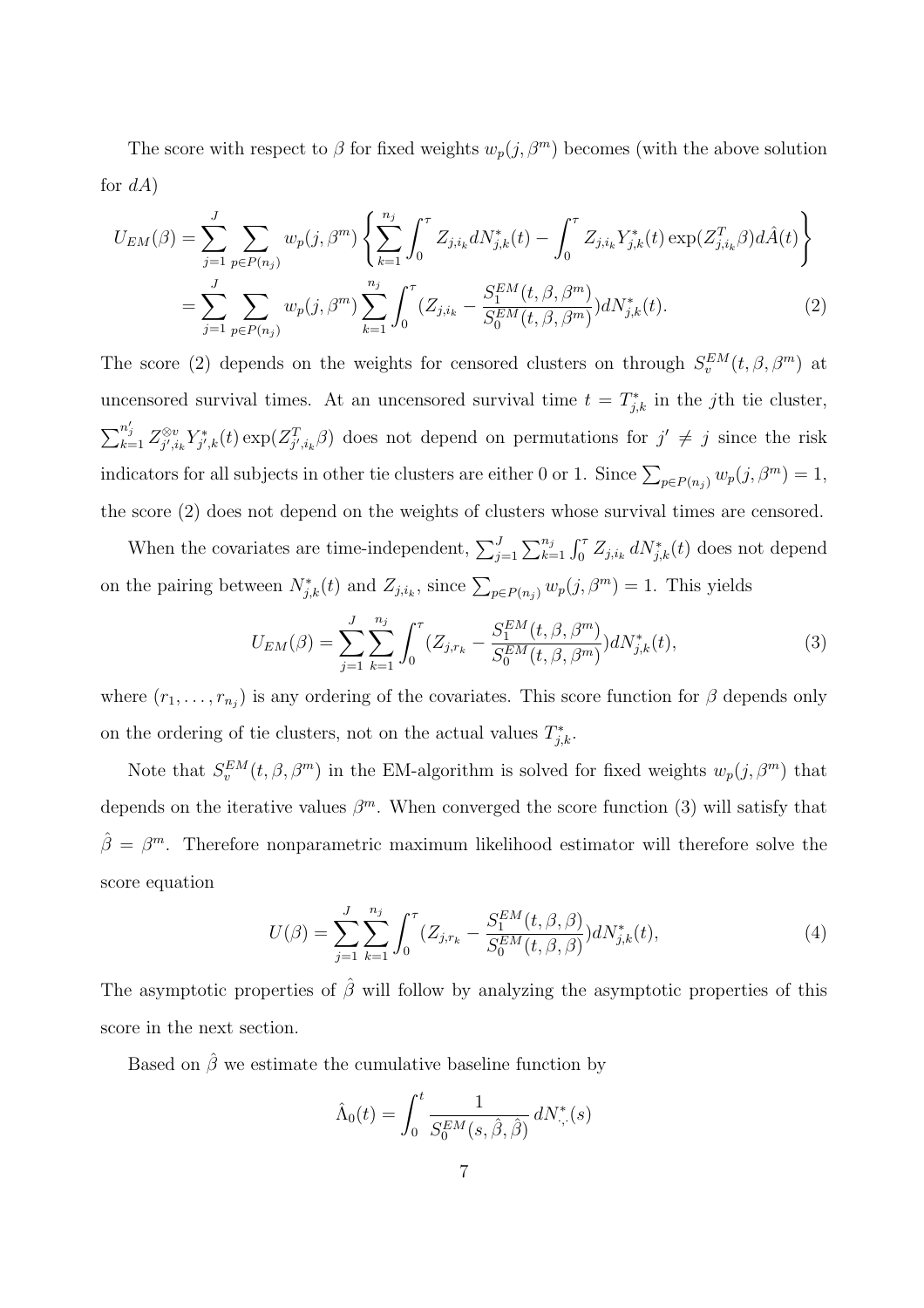The score with respect to $\beta$ for fixed weights $w_p(j,\beta^m)$ becomes (with the above solution for $dA$)

$$
\begin{aligned}
U_{EM}(\beta) &= \sum_{j=1}^{J} \sum_{p\in P(n_j)} w_p(j,\beta^m) \left\{ \sum_{k=1}^{n_j} \int_0^\tau Z_{j,i_k} dN^*_{j,k}(t) - \int_0^\tau Z_{j,i_k} Y^*_{j,k}(t) \exp(Z^T_{j,i_k}\beta) d\hat{A}(t) \right\} \\
&= \sum_{j=1}^{J} \sum_{p\in P(n_j)} w_p(j,\beta^m) \sum_{k=1}^{n_j} \int_0^\tau (Z_{j,i_k} - \frac{S_1^{EM}(t,\beta,\beta^m)}{S_0^{EM}(t,\beta,\beta^m)}) dN^*_{j,k}(t). \qquad (2)
\end{aligned}
$$

The score (2) depends on the weights for censored clusters on through $S_v^{EM}(t,\beta,\beta^m)$ at uncensored survival times. At an uncensored survival time $t = T^*_{j,k}$ in the $j$th tie cluster, $\sum_{k=1}^{n'_j} Z^{\otimes v}_{j',i_k} Y^*_{j',k}(t) \exp(Z^T_{j',i_k}\beta)$ does not depend on permutations for $j' \neq j$ since the risk indicators for all subjects in other tie clusters are either 0 or 1. Since $\sum_{p\in P(n_j)} w_p(j,\beta^m) = 1$, the score (2) does not depend on the weights of clusters whose survival times are censored.

When the covariates are time-independent, $\sum_{j=1}^{J}\sum_{k=1}^{n_j}\int_0^\tau Z_{j,i_k}\, dN^*_{j,k}(t)$ does not depend on the pairing between $N^*_{j,k}(t)$ and $Z_{j,i_k}$, since $\sum_{p\in P(n_j)} w_p(j,\beta^m) = 1$. This yields

$$
U_{EM}(\beta) = \sum_{j=1}^{J}\sum_{k=1}^{n_j}\int_0^\tau (Z_{j,r_k} - \frac{S_1^{EM}(t,\beta,\beta^m)}{S_0^{EM}(t,\beta,\beta^m)}) dN^*_{j,k}(t), \qquad (3)
$$

where $(r_1,\ldots,r_{n_j})$ is any ordering of the covariates. This score function for $\beta$ depends only on the ordering of tie clusters, not on the actual values $T^*_{j,k}$.

Note that $S_v^{EM}(t,\beta,\beta^m)$ in the EM-algorithm is solved for fixed weights $w_p(j,\beta^m)$ that depends on the iterative values $\beta^m$. When converged the score function (3) will satisfy that $\hat{\beta} = \beta^m$. Therefore nonparametric maximum likelihood estimator will therefore solve the score equation

$$
U(\beta) = \sum_{j=1}^{J}\sum_{k=1}^{n_j}\int_0^\tau (Z_{j,r_k} - \frac{S_1^{EM}(t,\beta,\beta)}{S_0^{EM}(t,\beta,\beta)}) dN^*_{j,k}(t), \qquad (4)
$$

The asymptotic properties of $\hat{\beta}$ will follow by analyzing the asymptotic properties of this score in the next section.

Based on $\hat{\beta}$ we estimate the cumulative baseline function by

$$
\hat{\Lambda}_0(t) = \int_0^t \frac{1}{S_0^{EM}(s,\hat{\beta},\hat{\beta})}\, dN^*_{\cdot,\cdot}(s)
$$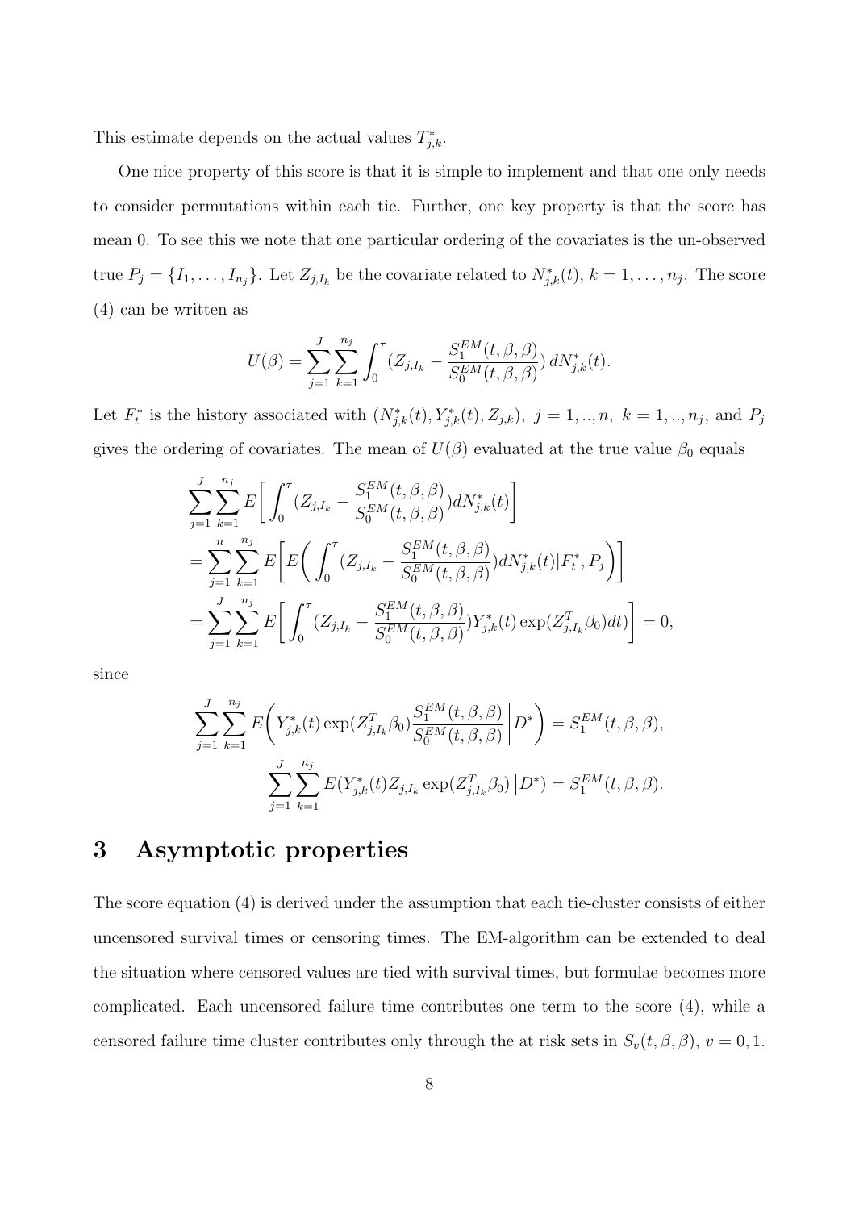This estimate depends on the actual values $T^*_{j,k}$.

One nice property of this score is that it is simple to implement and that one only needs to consider permutations within each tie. Further, one key property is that the score has mean 0. To see this we note that one particular ordering of the covariates is the un-observed true $P_j = \{I_1, \ldots, I_{n_j}\}$. Let $Z_{j,I_k}$ be the covariate related to $N^*_{j,k}(t)$, $k = 1, \ldots, n_j$. The score (4) can be written as

$$U(\beta) = \sum_{j=1}^{J} \sum_{k=1}^{n_j} \int_0^\tau (Z_{j,I_k} - \frac{S_1^{EM}(t, \beta, \beta)}{S_0^{EM}(t, \beta, \beta)})\, dN^*_{j,k}(t).$$

Let $F^*_t$ is the history associated with $(N^*_{j,k}(t), Y^*_{j,k}(t), Z_{j,k})$, $j = 1, .., n$, $k = 1, .., n_j$, and $P_j$ gives the ordering of covariates. The mean of $U(\beta)$ evaluated at the true value $\beta_0$ equals

$$\begin{aligned}
&\sum_{j=1}^{J} \sum_{k=1}^{n_j} E\bigg[\int_0^\tau (Z_{j,I_k} - \frac{S_1^{EM}(t, \beta, \beta)}{S_0^{EM}(t, \beta, \beta)}) dN^*_{j,k}(t)\bigg] \\
&= \sum_{j=1}^{n} \sum_{k=1}^{n_j} E\bigg[E\bigg(\int_0^\tau (Z_{j,I_k} - \frac{S_1^{EM}(t, \beta, \beta)}{S_0^{EM}(t, \beta, \beta)}) dN^*_{j,k}(t) | F^*_t, P_j\bigg)\bigg] \\
&= \sum_{j=1}^{J} \sum_{k=1}^{n_j} E\bigg[\int_0^\tau (Z_{j,I_k} - \frac{S_1^{EM}(t, \beta, \beta)}{S_0^{EM}(t, \beta, \beta)}) Y^*_{j,k}(t) \exp(Z^T_{j,I_k}\beta_0) dt)\bigg] = 0,
\end{aligned}$$

since

$$\sum_{j=1}^{J} \sum_{k=1}^{n_j} E\bigg(Y^*_{j,k}(t) \exp(Z^T_{j,I_k}\beta_0) \frac{S_1^{EM}(t, \beta, \beta)}{S_0^{EM}(t, \beta, \beta)} \,\bigg|\, D^*\bigg) = S_1^{EM}(t, \beta, \beta),$$

$$\sum_{j=1}^{J} \sum_{k=1}^{n_j} E(Y^*_{j,k}(t) Z_{j,I_k} \exp(Z^T_{j,I_k}\beta_0) \,|\, D^*) = S_1^{EM}(t, \beta, \beta).$$

# 3 Asymptotic properties

The score equation (4) is derived under the assumption that each tie-cluster consists of either uncensored survival times or censoring times. The EM-algorithm can be extended to deal the situation where censored values are tied with survival times, but formulae becomes more complicated. Each uncensored failure time contributes one term to the score (4), while a censored failure time cluster contributes only through the at risk sets in $S_v(t, \beta, \beta)$, $v = 0, 1$.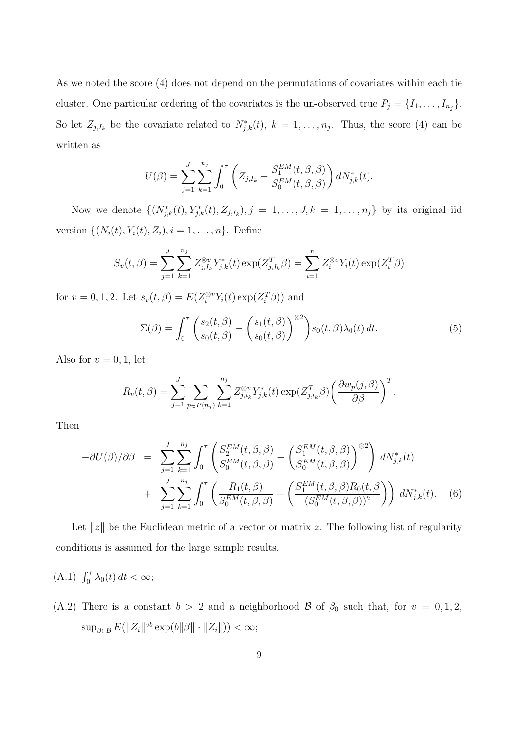As we noted the score (4) does not depend on the permutations of covariates within each tie cluster. One particular ordering of the covariates is the un-observed true $P_j = \{I_1, \ldots, I_{n_j}\}$. So let $Z_{j,I_k}$ be the covariate related to $N^*_{j,k}(t)$, $k = 1, \ldots, n_j$. Thus, the score (4) can be written as

$$U(\beta) = \sum_{j=1}^{J} \sum_{k=1}^{n_j} \int_0^\tau \left( Z_{j,I_k} - \frac{S_1^{EM}(t, \beta, \beta)}{S_0^{EM}(t, \beta, \beta)} \right) dN^*_{j,k}(t).$$

Now we denote $\{(N^*_{j,k}(t), Y^*_{j,k}(t), Z_{j,I_k}), j = 1, \ldots, J, k = 1, \ldots, n_j\}$ by its original iid version $\{(N_i(t), Y_i(t), Z_i), i = 1, \ldots, n\}$. Define

$$S_v(t, \beta) = \sum_{j=1}^{J} \sum_{k=1}^{n_j} Z_{j,I_k}^{\otimes v} Y^*_{j,k}(t) \exp(Z_{j,I_k}^T \beta) = \sum_{i=1}^{n} Z_i^{\otimes v} Y_i(t) \exp(Z_i^T \beta)$$

for $v = 0, 1, 2$. Let $s_v(t, \beta) = E(Z_i^{\otimes v} Y_i(t) \exp(Z_i^T \beta))$ and

$$\Sigma(\beta) = \int_0^\tau \left( \frac{s_2(t, \beta)}{s_0(t, \beta)} - \left( \frac{s_1(t, \beta)}{s_0(t, \beta)} \right)^{\otimes 2} \right) s_0(t, \beta) \lambda_0(t)\, dt. \tag{5}$$

Also for $v = 0, 1$, let

$$R_v(t, \beta) = \sum_{j=1}^{J} \sum_{p \in P(n_j)} \sum_{k=1}^{n_j} Z_{j,i_k}^{\otimes v} Y^*_{j,k}(t) \exp(Z_{j,i_k}^T \beta) \left( \frac{\partial w_p(j, \beta)}{\partial \beta} \right)^T.$$

Then

$$\begin{aligned}
-\partial U(\beta)/\partial \beta &= \sum_{j=1}^{J} \sum_{k=1}^{n_j} \int_0^\tau \left( \frac{S_2^{EM}(t, \beta, \beta)}{S_0^{EM}(t, \beta, \beta)} - \left( \frac{S_1^{EM}(t, \beta, \beta)}{S_0^{EM}(t, \beta, \beta)} \right)^{\otimes 2} \right) dN^*_{j,k}(t) \\
&+ \sum_{j=1}^{J} \sum_{k=1}^{n_j} \int_0^\tau \left( \frac{R_1(t, \beta)}{S_0^{EM}(t, \beta, \beta)} - \left( \frac{S_1^{EM}(t, \beta, \beta) R_0(t, \beta}{(S_0^{EM}(t, \beta, \beta))^2} \right) \right) dN^*_{j,k}(t). \quad (6)
\end{aligned}$$

Let $\|z\|$ be the Euclidean metric of a vector or matrix $z$. The following list of regularity conditions is assumed for the large sample results.

(A.1) $\int_0^\tau \lambda_0(t)\, dt < \infty$;

(A.2) There is a constant $b > 2$ and a neighborhood $\mathcal{B}$ of $\beta_0$ such that, for $v = 0, 1, 2$, $\sup_{\beta \in \mathcal{B}} E(\|Z_i\|^{vb} \exp(b\|\beta\| \cdot \|Z_i\|)) < \infty$;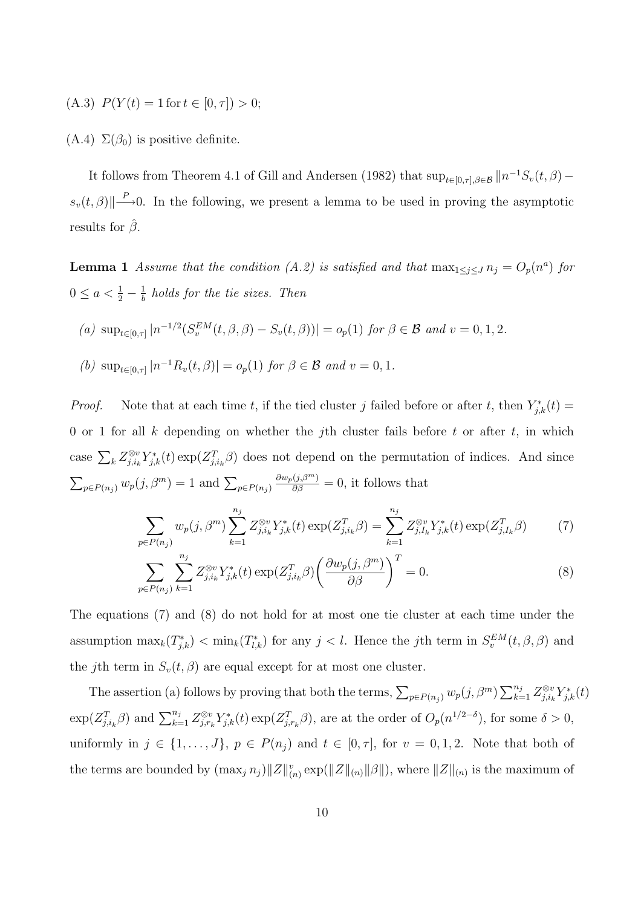(A.3) $P(Y(t) = 1 \, \text{for} \, t \in [0, \tau]) > 0$;

(A.4) $\Sigma(\beta_0)$ is positive definite.

It follows from Theorem 4.1 of Gill and Andersen (1982) that $\sup_{t\in[0,\tau],\beta\in\mathcal{B}} \|n^{-1}S_v(t,\beta) - s_v(t,\beta)\| \xrightarrow{P} 0$. In the following, we present a lemma to be used in proving the asymptotic results for $\hat{\beta}$.

**Lemma 1** *Assume that the condition (A.2) is satisfied and that* $\max_{1\le j\le J} n_j = O_p(n^a)$ *for* $0 \le a < \frac{1}{2} - \frac{1}{b}$ *holds for the tie sizes. Then*

*(a)* $\sup_{t\in[0,\tau]} |n^{-1/2}(S_v^{EM}(t,\beta,\beta) - S_v(t,\beta))| = o_p(1)$ *for* $\beta \in \mathcal{B}$ *and* $v = 0, 1, 2$.

*(b)* $\sup_{t\in[0,\tau]} |n^{-1}R_v(t,\beta)| = o_p(1)$ *for* $\beta \in \mathcal{B}$ *and* $v = 0, 1$.

*Proof.* Note that at each time $t$, if the tied cluster $j$ failed before or after $t$, then $Y_{j,k}^*(t) = 0$ or $1$ for all $k$ depending on whether the $j$th cluster fails before $t$ or after $t$, in which case $\sum_k Z_{j,i_k}^{\otimes v} Y_{j,k}^*(t) \exp(Z_{j,i_k}^T \beta)$ does not depend on the permutation of indices. And since $\sum_{p\in P(n_j)} w_p(j,\beta^m) = 1$ and $\sum_{p\in P(n_j)} \frac{\partial w_p(j,\beta^m)}{\partial \beta} = 0$, it follows that

$$\sum_{p\in P(n_j)} w_p(j,\beta^m) \sum_{k=1}^{n_j} Z_{j,i_k}^{\otimes v} Y_{j,k}^*(t) \exp(Z_{j,i_k}^T \beta) = \sum_{k=1}^{n_j} Z_{j,I_k}^{\otimes v} Y_{j,k}^*(t) \exp(Z_{j,I_k}^T \beta) \tag{7}$$

$$\sum_{p\in P(n_j)} \sum_{k=1}^{n_j} Z_{j,i_k}^{\otimes v} Y_{j,k}^*(t) \exp(Z_{j,i_k}^T \beta) \left( \frac{\partial w_p(j,\beta^m)}{\partial \beta} \right)^T = 0. \tag{8}$$

The equations (7) and (8) do not hold for at most one tie cluster at each time under the assumption $\max_k(T_{j,k}^*) < \min_k(T_{l,k}^*)$ for any $j < l$. Hence the $j$th term in $S_v^{EM}(t,\beta,\beta)$ and the $j$th term in $S_v(t,\beta)$ are equal except for at most one cluster.

The assertion (a) follows by proving that both the terms, $\sum_{p\in P(n_j)} w_p(j,\beta^m) \sum_{k=1}^{n_j} Z_{j,i_k}^{\otimes v} Y_{j,k}^*(t) \exp(Z_{j,i_k}^T \beta)$ and $\sum_{k=1}^{n_j} Z_{j,r_k}^{\otimes v} Y_{j,k}^*(t) \exp(Z_{j,r_k}^T \beta)$, are at the order of $O_p(n^{1/2-\delta})$, for some $\delta > 0$, uniformly in $j \in \{1,\ldots,J\}$, $p \in P(n_j)$ and $t \in [0,\tau]$, for $v = 0, 1, 2$. Note that both of the terms are bounded by $(\max_j n_j)\|Z\|_{(n)}^v \exp(\|Z\|_{(n)}\|\beta\|)$, where $\|Z\|_{(n)}$ is the maximum of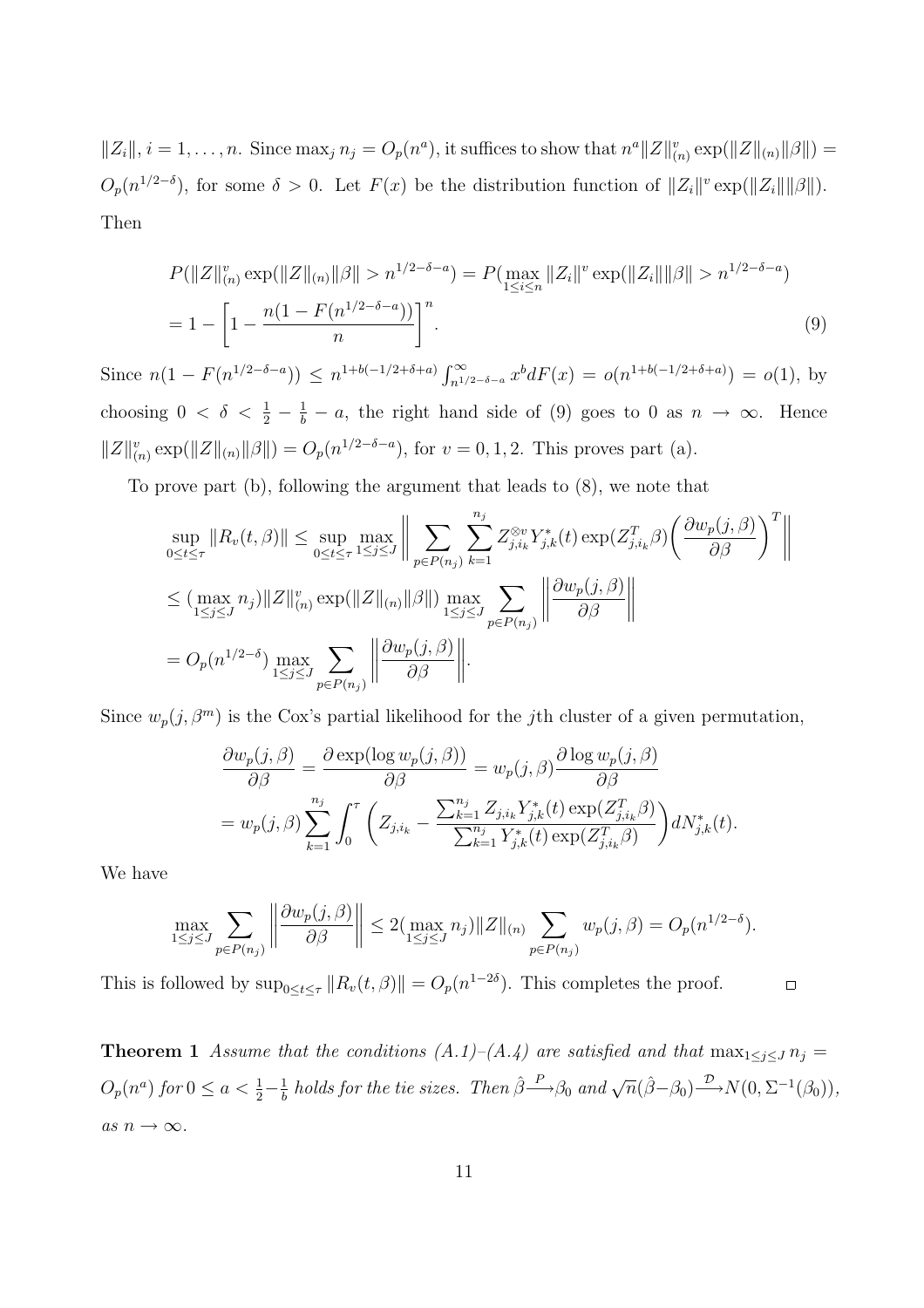$\|Z_i\|$, $i = 1, \ldots, n$. Since $\max_j n_j = O_p(n^a)$, it suffices to show that $n^a \|Z\|_{(n)}^v \exp(\|Z\|_{(n)}\|\beta\|) = O_p(n^{1/2-\delta})$, for some $\delta > 0$. Let $F(x)$ be the distribution function of $\|Z_i\|^v \exp(\|Z_i\|\|\beta\|)$. Then

$$
\begin{aligned}
P(\|Z\|_{(n)}^v \exp(\|Z\|_{(n)}\|\beta\| > n^{1/2-\delta-a}) &= P(\max_{1 \le i \le n} \|Z_i\|^v \exp(\|Z_i\|\|\beta\| > n^{1/2-\delta-a}) \\
&= 1 - \left[1 - \frac{n(1 - F(n^{1/2-\delta-a}))}{n}\right]^n. \qquad (9)
\end{aligned}
$$

Since $n(1 - F(n^{1/2-\delta-a})) \le n^{1+b(-1/2+\delta+a)} \int_{n^{1/2-\delta-a}}^{\infty} x^b dF(x) = o(n^{1+b(-1/2+\delta+a)}) = o(1)$, by choosing $0 < \delta < \frac{1}{2} - \frac{1}{b} - a$, the right hand side of (9) goes to 0 as $n \to \infty$. Hence $\|Z\|_{(n)}^v \exp(\|Z\|_{(n)}\|\beta\|) = O_p(n^{1/2-\delta-a})$, for $v = 0, 1, 2$. This proves part (a).

To prove part (b), following the argument that leads to (8), we note that

$$
\begin{aligned}
\sup_{0 \le t \le \tau} \|R_v(t, \beta)\| &\le \sup_{0 \le t \le \tau} \max_{1 \le j \le J} \left\| \sum_{p \in P(n_j)} \sum_{k=1}^{n_j} Z_{j,i_k}^{\otimes v} Y_{j,k}^*(t) \exp(Z_{j,i_k}^T \beta) \left(\frac{\partial w_p(j, \beta)}{\partial \beta}\right)^T \right\| \\
&\le (\max_{1 \le j \le J} n_j) \|Z\|_{(n)}^v \exp(\|Z\|_{(n)}\|\beta\|) \max_{1 \le j \le J} \sum_{p \in P(n_j)} \left\| \frac{\partial w_p(j, \beta)}{\partial \beta} \right\| \\
&= O_p(n^{1/2-\delta}) \max_{1 \le j \le J} \sum_{p \in P(n_j)} \left\| \frac{\partial w_p(j, \beta)}{\partial \beta} \right\|.
\end{aligned}
$$

Since $w_p(j, \beta^m)$ is the Cox's partial likelihood for the $j$th cluster of a given permutation,

$$
\begin{aligned}
\frac{\partial w_p(j, \beta)}{\partial \beta} &= \frac{\partial \exp(\log w_p(j, \beta))}{\partial \beta} = w_p(j, \beta) \frac{\partial \log w_p(j, \beta)}{\partial \beta} \\
&= w_p(j, \beta) \sum_{k=1}^{n_j} \int_0^{\tau} \left( Z_{j,i_k} - \frac{\sum_{k=1}^{n_j} Z_{j,i_k} Y_{j,k}^*(t) \exp(Z_{j,i_k}^T \beta)}{\sum_{k=1}^{n_j} Y_{j,k}^*(t) \exp(Z_{j,i_k}^T \beta)} \right) dN_{j,k}^*(t).
\end{aligned}
$$

We have

$$
\max_{1 \le j \le J} \sum_{p \in P(n_j)} \left\| \frac{\partial w_p(j, \beta)}{\partial \beta} \right\| \le 2(\max_{1 \le j \le J} n_j) \|Z\|_{(n)} \sum_{p \in P(n_j)} w_p(j, \beta) = O_p(n^{1/2-\delta}).
$$

This is followed by $\sup_{0 \le t \le \tau} \|R_v(t, \beta)\| = O_p(n^{1-2\delta})$. This completes the proof. $\square$

**Theorem 1** *Assume that the conditions (A.1)–(A.4) are satisfied and that* $\max_{1 \le j \le J} n_j = O_p(n^a)$ *for* $0 \le a < \frac{1}{2} - \frac{1}{b}$ *holds for the tie sizes. Then* $\hat{\beta} \xrightarrow{P} \beta_0$ *and* $\sqrt{n}(\hat{\beta} - \beta_0) \xrightarrow{\mathcal{D}} N(0, \Sigma^{-1}(\beta_0))$, *as* $n \to \infty$.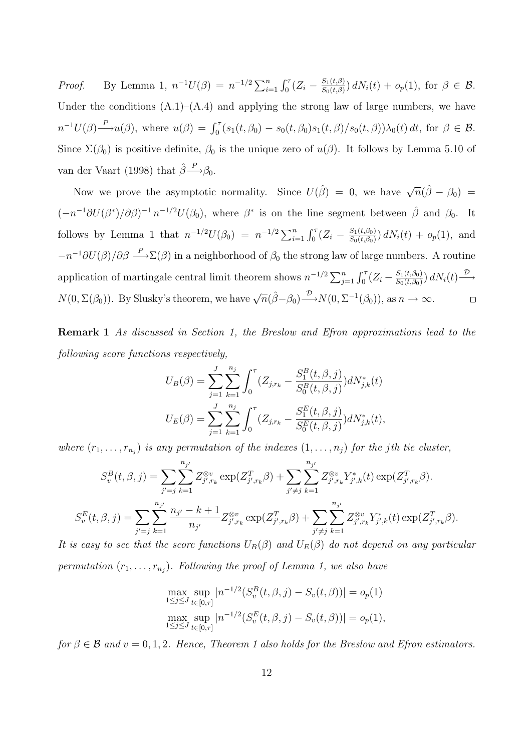*Proof.* By Lemma 1, $n^{-1}U(\beta) = n^{-1/2}\sum_{i=1}^n \int_0^\tau (Z_i - \frac{S_1(t,\beta)}{S_0(t,\beta)})\, dN_i(t) + o_p(1)$, for $\beta \in \mathcal{B}$. Under the conditions (A.1)–(A.4) and applying the strong law of large numbers, we have $n^{-1}U(\beta) \xrightarrow{P} u(\beta)$, where $u(\beta) = \int_0^\tau (s_1(t,\beta_0) - s_0(t,\beta_0)s_1(t,\beta)/s_0(t,\beta))\lambda_0(t)\, dt$, for $\beta \in \mathcal{B}$. Since $\Sigma(\beta_0)$ is positive definite, $\beta_0$ is the unique zero of $u(\beta)$. It follows by Lemma 5.10 of van der Vaart (1998) that $\hat{\beta} \xrightarrow{P} \beta_0$.

Now we prove the asymptotic normality. Since $U(\hat{\beta}) = 0$, we have $\sqrt{n}(\hat{\beta} - \beta_0) = (-n^{-1}\partial U(\beta^*)/\partial\beta)^{-1}\, n^{-1/2}U(\beta_0)$, where $\beta^*$ is on the line segment between $\hat{\beta}$ and $\beta_0$. It follows by Lemma 1 that $n^{-1/2}U(\beta_0) = n^{-1/2}\sum_{i=1}^n \int_0^\tau (Z_i - \frac{S_1(t,\beta_0)}{S_0(t,\beta_0)})\, dN_i(t) + o_p(1)$, and $-n^{-1}\partial U(\beta)/\partial\beta \xrightarrow{P} \Sigma(\beta)$ in a neighborhood of $\beta_0$ the strong law of large numbers. A routine application of martingale central limit theorem shows $n^{-1/2}\sum_{j=1}^n \int_0^\tau (Z_i - \frac{S_1(t,\beta_0)}{S_0(t,\beta_0)})\, dN_i(t) \xrightarrow{\mathcal{D}} N(0, \Sigma(\beta_0))$. By Slusky's theorem, we have $\sqrt{n}(\hat{\beta} - \beta_0) \xrightarrow{\mathcal{D}} N(0, \Sigma^{-1}(\beta_0))$, as $n \to \infty$. ◻

**Remark 1** *As discussed in Section 1, the Breslow and Efron approximations lead to the following score functions respectively,*

$$U_B(\beta) = \sum_{j=1}^J \sum_{k=1}^{n_j} \int_0^\tau (Z_{j,r_k} - \frac{S_1^B(t,\beta,j)}{S_0^B(t,\beta,j)}) dN_{j,k}^*(t)$$

$$U_E(\beta) = \sum_{j=1}^J \sum_{k=1}^{n_j} \int_0^\tau (Z_{j,r_k} - \frac{S_1^E(t,\beta,j)}{S_0^E(t,\beta,j)}) dN_{j,k}^*(t),$$

*where $(r_1, \dots, r_{n_j})$ is any permutation of the indexes $(1, \dots, n_j)$ for the $j$th tie cluster,*

$$S_v^B(t,\beta,j) = \sum_{j'=j} \sum_{k=1}^{n_{j'}} Z_{j',r_k}^{\otimes v} \exp(Z_{j',r_k}^T \beta) + \sum_{j' \neq j} \sum_{k=1}^{n_{j'}} Z_{j',r_k}^{\otimes v} Y_{j',k}^*(t) \exp(Z_{j',r_k}^T \beta).$$

$$S_v^E(t,\beta,j) = \sum_{j'=j} \sum_{k=1}^{n_{j'}} \frac{n_{j'} - k + 1}{n_{j'}} Z_{j',r_k}^{\otimes v} \exp(Z_{j',r_k}^T \beta) + \sum_{j' \neq j} \sum_{k=1}^{n_{j'}} Z_{j',r_k}^{\otimes v} Y_{j',k}^*(t) \exp(Z_{j',r_k}^T \beta).$$

*It is easy to see that the score functions $U_B(\beta)$ and $U_E(\beta)$ do not depend on any particular permutation $(r_1, \dots, r_{n_j})$. Following the proof of Lemma 1, we also have*

$$\max_{1 \le j \le J} \sup_{t \in [0,\tau]} |n^{-1/2}(S_v^B(t,\beta,j) - S_v(t,\beta))| = o_p(1)$$

$$\max_{1 \le j \le J} \sup_{t \in [0,\tau]} |n^{-1/2}(S_v^E(t,\beta,j) - S_v(t,\beta))| = o_p(1),$$

*for $\beta \in \mathcal{B}$ and $v = 0, 1, 2$. Hence, Theorem 1 also holds for the Breslow and Efron estimators.*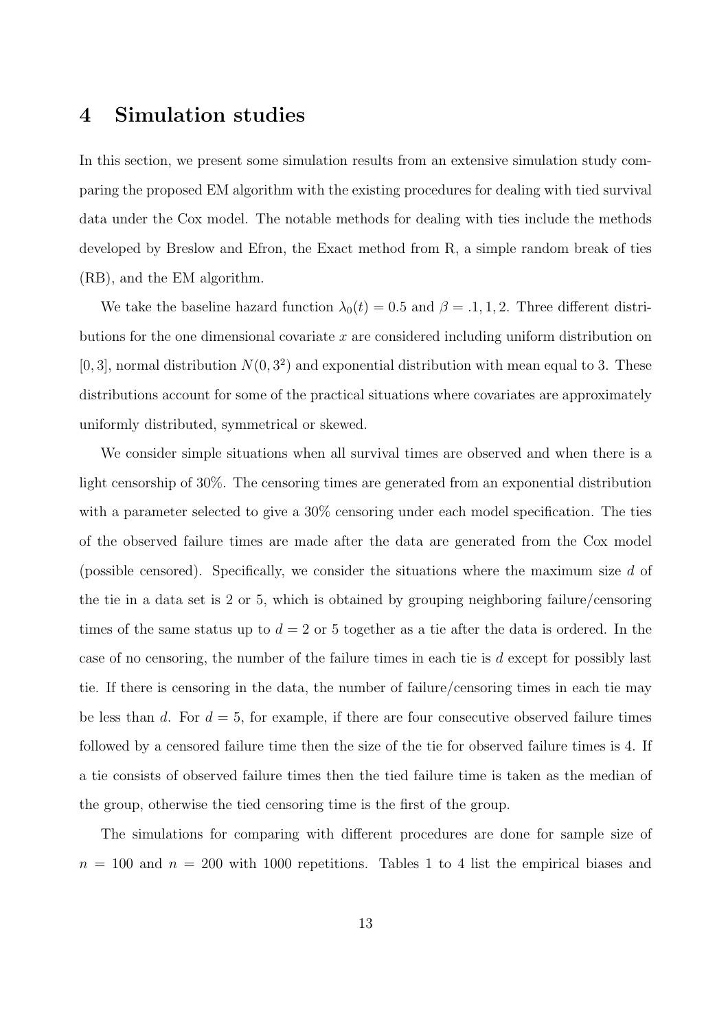## 4 Simulation studies

In this section, we present some simulation results from an extensive simulation study comparing the proposed EM algorithm with the existing procedures for dealing with tied survival data under the Cox model. The notable methods for dealing with ties include the methods developed by Breslow and Efron, the Exact method from R, a simple random break of ties (RB), and the EM algorithm.

We take the baseline hazard function $\lambda_0(t) = 0.5$ and $\beta = .1, 1, 2$. Three different distributions for the one dimensional covariate $x$ are considered including uniform distribution on $[0, 3]$, normal distribution $N(0, 3^2)$ and exponential distribution with mean equal to 3. These distributions account for some of the practical situations where covariates are approximately uniformly distributed, symmetrical or skewed.

We consider simple situations when all survival times are observed and when there is a light censorship of 30%. The censoring times are generated from an exponential distribution with a parameter selected to give a 30% censoring under each model specification. The ties of the observed failure times are made after the data are generated from the Cox model (possible censored). Specifically, we consider the situations where the maximum size $d$ of the tie in a data set is 2 or 5, which is obtained by grouping neighboring failure/censoring times of the same status up to $d = 2$ or 5 together as a tie after the data is ordered. In the case of no censoring, the number of the failure times in each tie is $d$ except for possibly last tie. If there is censoring in the data, the number of failure/censoring times in each tie may be less than $d$. For $d = 5$, for example, if there are four consecutive observed failure times followed by a censored failure time then the size of the tie for observed failure times is 4. If a tie consists of observed failure times then the tied failure time is taken as the median of the group, otherwise the tied censoring time is the first of the group.

The simulations for comparing with different procedures are done for sample size of $n = 100$ and $n = 200$ with 1000 repetitions. Tables 1 to 4 list the empirical biases and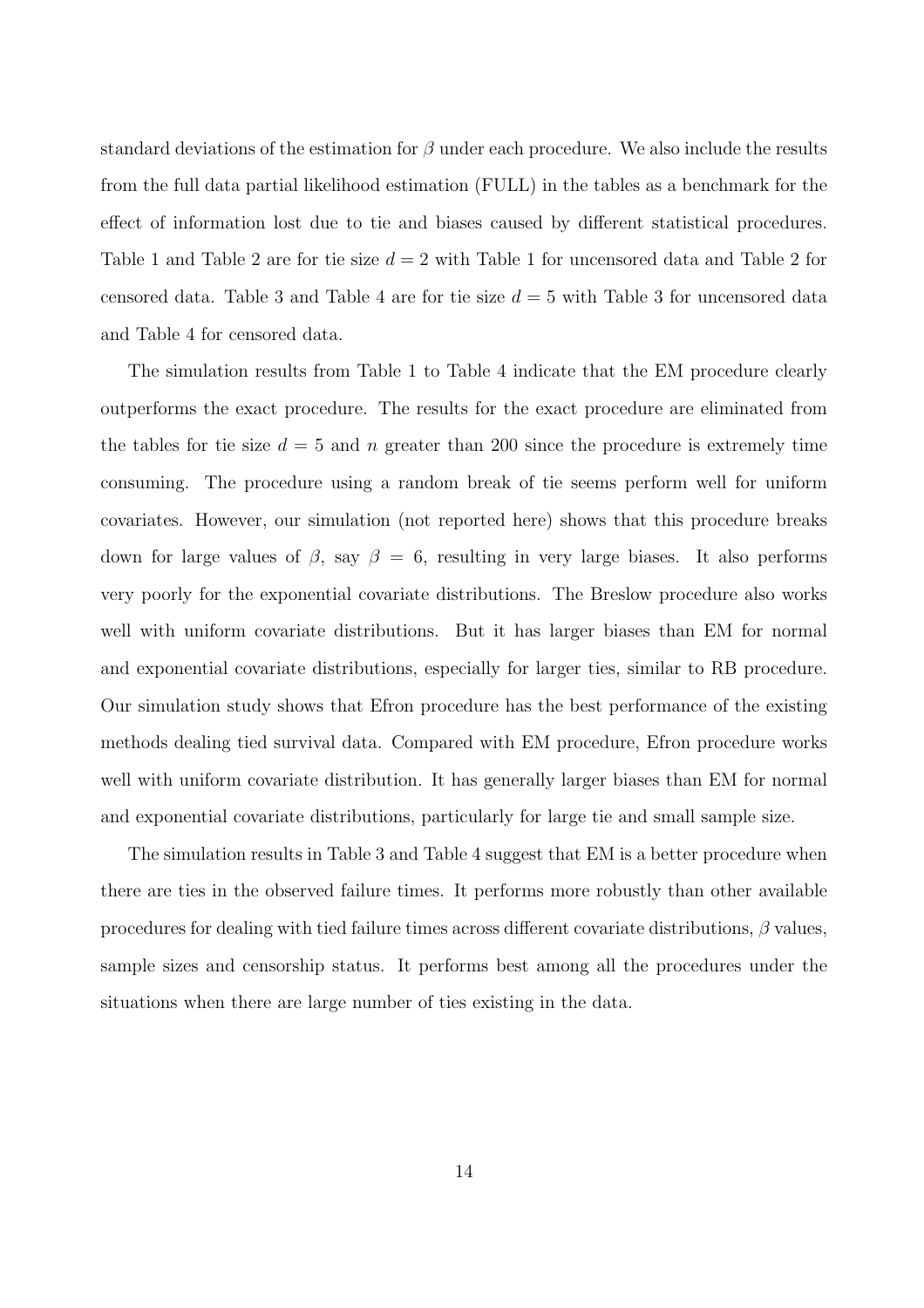standard deviations of the estimation for $\beta$ under each procedure. We also include the results from the full data partial likelihood estimation (FULL) in the tables as a benchmark for the effect of information lost due to tie and biases caused by different statistical procedures. Table 1 and Table 2 are for tie size $d = 2$ with Table 1 for uncensored data and Table 2 for censored data. Table 3 and Table 4 are for tie size $d = 5$ with Table 3 for uncensored data and Table 4 for censored data.

The simulation results from Table 1 to Table 4 indicate that the EM procedure clearly outperforms the exact procedure. The results for the exact procedure are eliminated from the tables for tie size $d = 5$ and $n$ greater than 200 since the procedure is extremely time consuming. The procedure using a random break of tie seems perform well for uniform covariates. However, our simulation (not reported here) shows that this procedure breaks down for large values of $\beta$, say $\beta = 6$, resulting in very large biases. It also performs very poorly for the exponential covariate distributions. The Breslow procedure also works well with uniform covariate distributions. But it has larger biases than EM for normal and exponential covariate distributions, especially for larger ties, similar to RB procedure. Our simulation study shows that Efron procedure has the best performance of the existing methods dealing tied survival data. Compared with EM procedure, Efron procedure works well with uniform covariate distribution. It has generally larger biases than EM for normal and exponential covariate distributions, particularly for large tie and small sample size.

The simulation results in Table 3 and Table 4 suggest that EM is a better procedure when there are ties in the observed failure times. It performs more robustly than other available procedures for dealing with tied failure times across different covariate distributions, $\beta$ values, sample sizes and censorship status. It performs best among all the procedures under the situations when there are large number of ties existing in the data.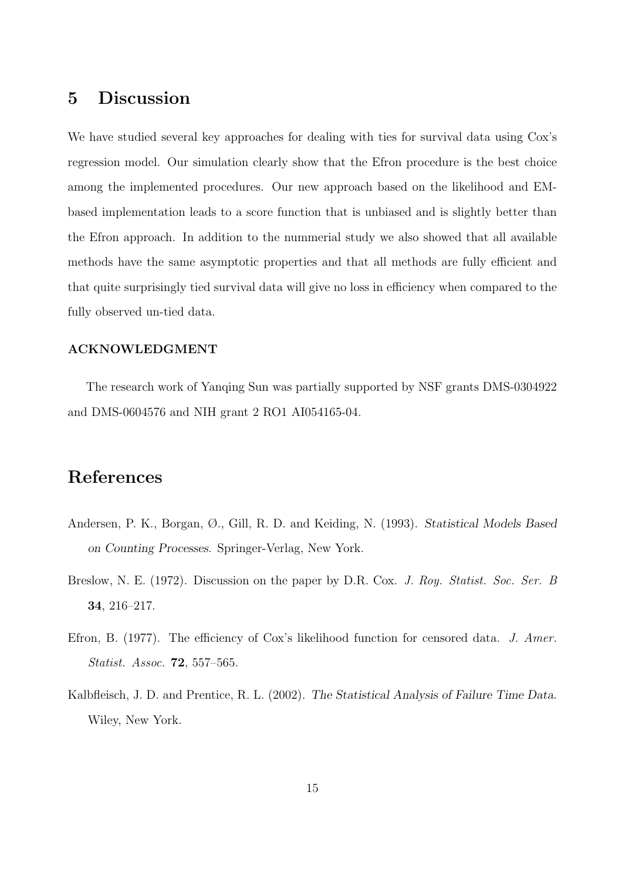## 5 Discussion

We have studied several key approaches for dealing with ties for survival data using Cox's regression model. Our simulation clearly show that the Efron procedure is the best choice among the implemented procedures. Our new approach based on the likelihood and EM-based implementation leads to a score function that is unbiased and is slightly better than the Efron approach. In addition to the nummerial study we also showed that all available methods have the same asymptotic properties and that all methods are fully efficient and that quite surprisingly tied survival data will give no loss in efficiency when compared to the fully observed un-tied data.

### ACKNOWLEDGMENT

The research work of Yanqing Sun was partially supported by NSF grants DMS-0304922 and DMS-0604576 and NIH grant 2 RO1 AI054165-04.

## References

Andersen, P. K., Borgan, Ø., Gill, R. D. and Keiding, N. (1993). *Statistical Models Based on Counting Processes*. Springer-Verlag, New York.

Breslow, N. E. (1972). Discussion on the paper by D.R. Cox. *J. Roy. Statist. Soc. Ser. B* **34**, 216–217.

Efron, B. (1977). The efficiency of Cox's likelihood function for censored data. *J. Amer. Statist. Assoc.* **72**, 557–565.

Kalbfleisch, J. D. and Prentice, R. L. (2002). *The Statistical Analysis of Failure Time Data*. Wiley, New York.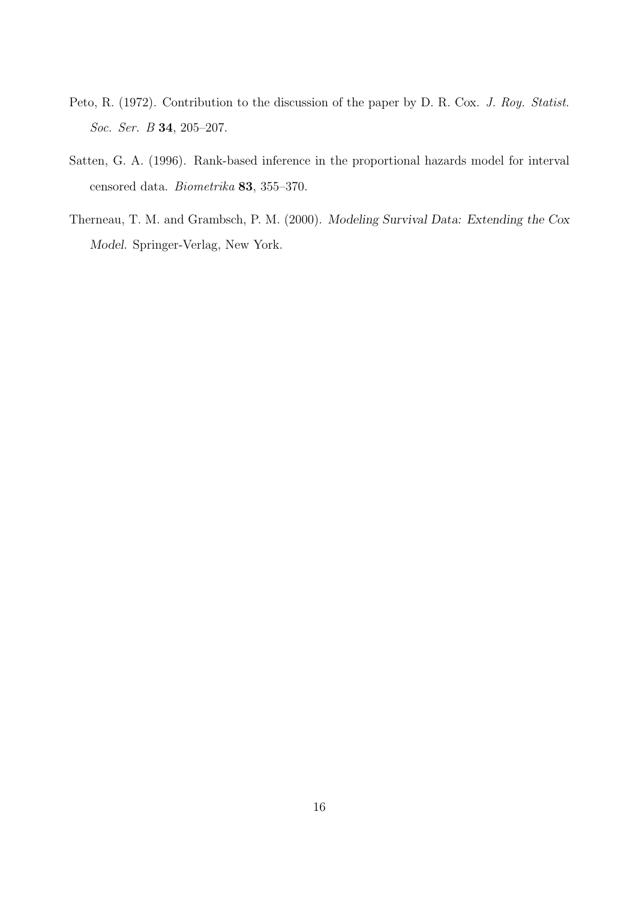Peto, R. (1972). Contribution to the discussion of the paper by D. R. Cox. *J. Roy. Statist. Soc. Ser. B* **34**, 205–207.

Satten, G. A. (1996). Rank-based inference in the proportional hazards model for interval censored data. *Biometrika* **83**, 355–370.

Therneau, T. M. and Grambsch, P. M. (2000). *Modeling Survival Data: Extending the Cox Model*. Springer-Verlag, New York.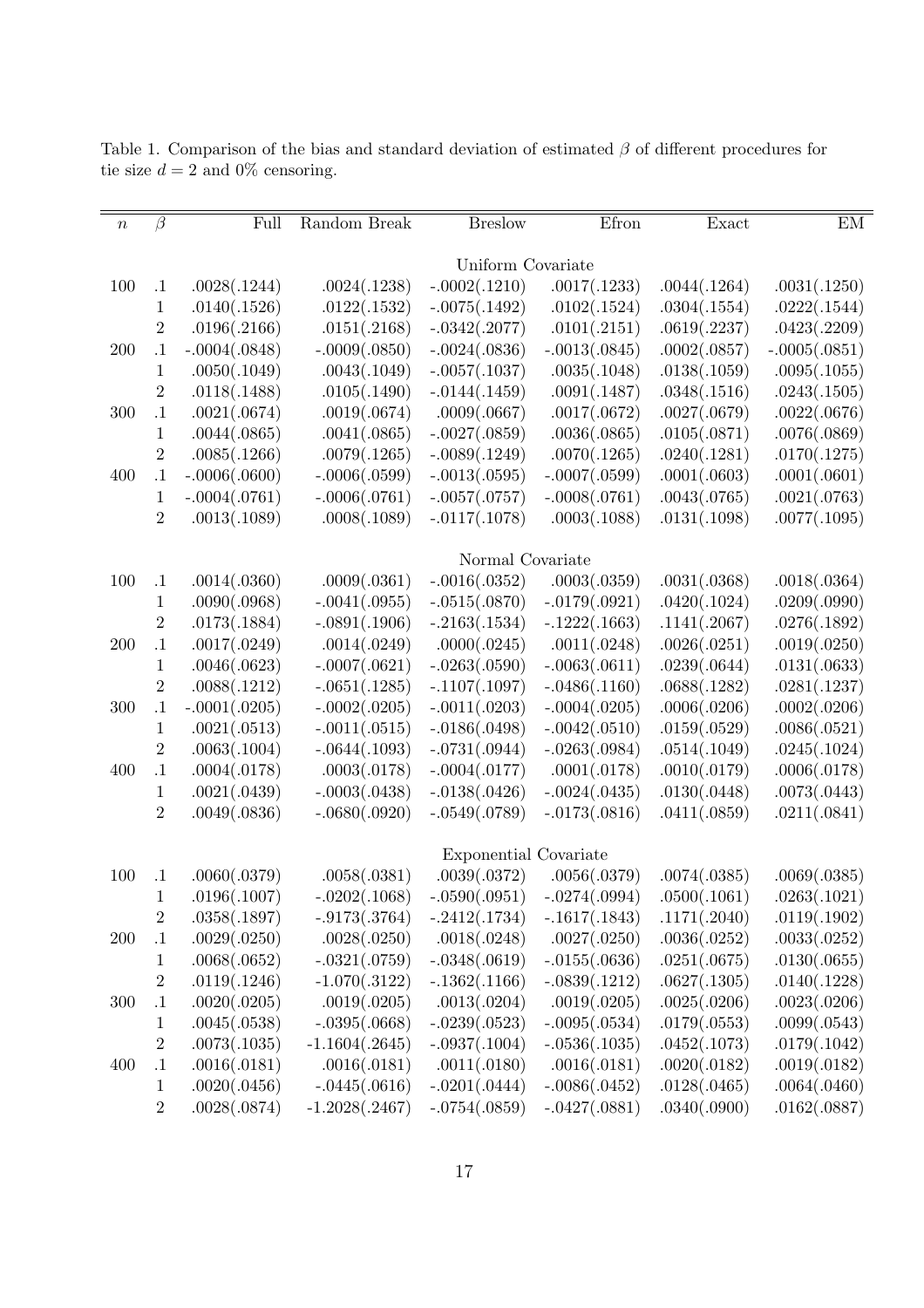Table 1. Comparison of the bias and standard deviation of estimated $\beta$ of different procedures for tie size $d = 2$ and 0% censoring.

| $n$ | $\beta$ | Full | Random Break | Breslow | Efron | Exact | EM |
|---|---|---|---|---|---|---|---|
| | | | | Uniform Covariate | | | |
| 100 | .1 | .0028(.1244) | .0024(.1238) | -.0002(.1210) | .0017(.1233) | .0044(.1264) | .0031(.1250) |
| | 1 | .0140(.1526) | .0122(.1532) | -.0075(.1492) | .0102(.1524) | .0304(.1554) | .0222(.1544) |
| | 2 | .0196(.2166) | .0151(.2168) | -.0342(.2077) | .0101(.2151) | .0619(.2237) | .0423(.2209) |
| 200 | .1 | -.0004(.0848) | -.0009(.0850) | -.0024(.0836) | -.0013(.0845) | .0002(.0857) | -.0005(.0851) |
| | 1 | .0050(.1049) | .0043(.1049) | -.0057(.1037) | .0035(.1048) | .0138(.1059) | .0095(.1055) |
| | 2 | .0118(.1488) | .0105(.1490) | -.0144(.1459) | .0091(.1487) | .0348(.1516) | .0243(.1505) |
| 300 | .1 | .0021(.0674) | .0019(.0674) | .0009(.0667) | .0017(.0672) | .0027(.0679) | .0022(.0676) |
| | 1 | .0044(.0865) | .0041(.0865) | -.0027(.0859) | .0036(.0865) | .0105(.0871) | .0076(.0869) |
| | 2 | .0085(.1266) | .0079(.1265) | -.0089(.1249) | .0070(.1265) | .0240(.1281) | .0170(.1275) |
| 400 | .1 | -.0006(.0600) | -.0006(.0599) | -.0013(.0595) | -.0007(.0599) | .0001(.0603) | .0001(.0601) |
| | 1 | -.0004(.0761) | -.0006(.0761) | -.0057(.0757) | -.0008(.0761) | .0043(.0765) | .0021(.0763) |
| | 2 | .0013(.1089) | .0008(.1089) | -.0117(.1078) | .0003(.1088) | .0131(.1098) | .0077(.1095) |
| | | | | Normal Covariate | | | |
| 100 | .1 | .0014(.0360) | .0009(.0361) | -.0016(.0352) | .0003(.0359) | .0031(.0368) | .0018(.0364) |
| | 1 | .0090(.0968) | -.0041(.0955) | -.0515(.0870) | -.0179(.0921) | .0420(.1024) | .0209(.0990) |
| | 2 | .0173(.1884) | -.0891(.1906) | -.2163(.1534) | -.1222(.1663) | .1141(.2067) | .0276(.1892) |
| 200 | .1 | .0017(.0249) | .0014(.0249) | .0000(.0245) | .0011(.0248) | .0026(.0251) | .0019(.0250) |
| | 1 | .0046(.0623) | -.0007(.0621) | -.0263(.0590) | -.0063(.0611) | .0239(.0644) | .0131(.0633) |
| | 2 | .0088(.1212) | -.0651(.1285) | -.1107(.1097) | -.0486(.1160) | .0688(.1282) | .0281(.1237) |
| 300 | .1 | -.0001(.0205) | -.0002(.0205) | -.0011(.0203) | -.0004(.0205) | .0006(.0206) | .0002(.0206) |
| | 1 | .0021(.0513) | -.0011(.0515) | -.0186(.0498) | -.0042(.0510) | .0159(.0529) | .0086(.0521) |
| | 2 | .0063(.1004) | -.0644(.1093) | -.0731(.0944) | -.0263(.0984) | .0514(.1049) | .0245(.1024) |
| 400 | .1 | .0004(.0178) | .0003(.0178) | -.0004(.0177) | .0001(.0178) | .0010(.0179) | .0006(.0178) |
| | 1 | .0021(.0439) | -.0003(.0438) | -.0138(.0426) | -.0024(.0435) | .0130(.0448) | .0073(.0443) |
| | 2 | .0049(.0836) | -.0680(.0920) | -.0549(.0789) | -.0173(.0816) | .0411(.0859) | .0211(.0841) |
| | | | | Exponential Covariate | | | |
| 100 | .1 | .0060(.0379) | .0058(.0381) | .0039(.0372) | .0056(.0379) | .0074(.0385) | .0069(.0385) |
| | 1 | .0196(.1007) | -.0202(.1068) | -.0590(.0951) | -.0274(.0994) | .0500(.1061) | .0263(.1021) |
| | 2 | .0358(.1897) | -.9173(.3764) | -.2412(.1734) | -.1617(.1843) | .1171(.2040) | .0119(.1902) |
| 200 | .1 | .0029(.0250) | .0028(.0250) | .0018(.0248) | .0027(.0250) | .0036(.0252) | .0033(.0252) |
| | 1 | .0068(.0652) | -.0321(.0759) | -.0348(.0619) | -.0155(.0636) | .0251(.0675) | .0130(.0655) |
| | 2 | .0119(.1246) | -1.070(.3122) | -.1362(.1166) | -.0839(.1212) | .0627(.1305) | .0140(.1228) |
| 300 | .1 | .0020(.0205) | .0019(.0205) | .0013(.0204) | .0019(.0205) | .0025(.0206) | .0023(.0206) |
| | 1 | .0045(.0538) | -.0395(.0668) | -.0239(.0523) | -.0095(.0534) | .0179(.0553) | .0099(.0543) |
| | 2 | .0073(.1035) | -1.1604(.2645) | -.0937(.1004) | -.0536(.1035) | .0452(.1073) | .0179(.1042) |
| 400 | .1 | .0016(.0181) | .0016(.0181) | .0011(.0180) | .0016(.0181) | .0020(.0182) | .0019(.0182) |
| | 1 | .0020(.0456) | -.0445(.0616) | -.0201(.0444) | -.0086(.0452) | .0128(.0465) | .0064(.0460) |
| | 2 | .0028(.0874) | -1.2028(.2467) | -.0754(.0859) | -.0427(.0881) | .0340(.0900) | .0162(.0887) |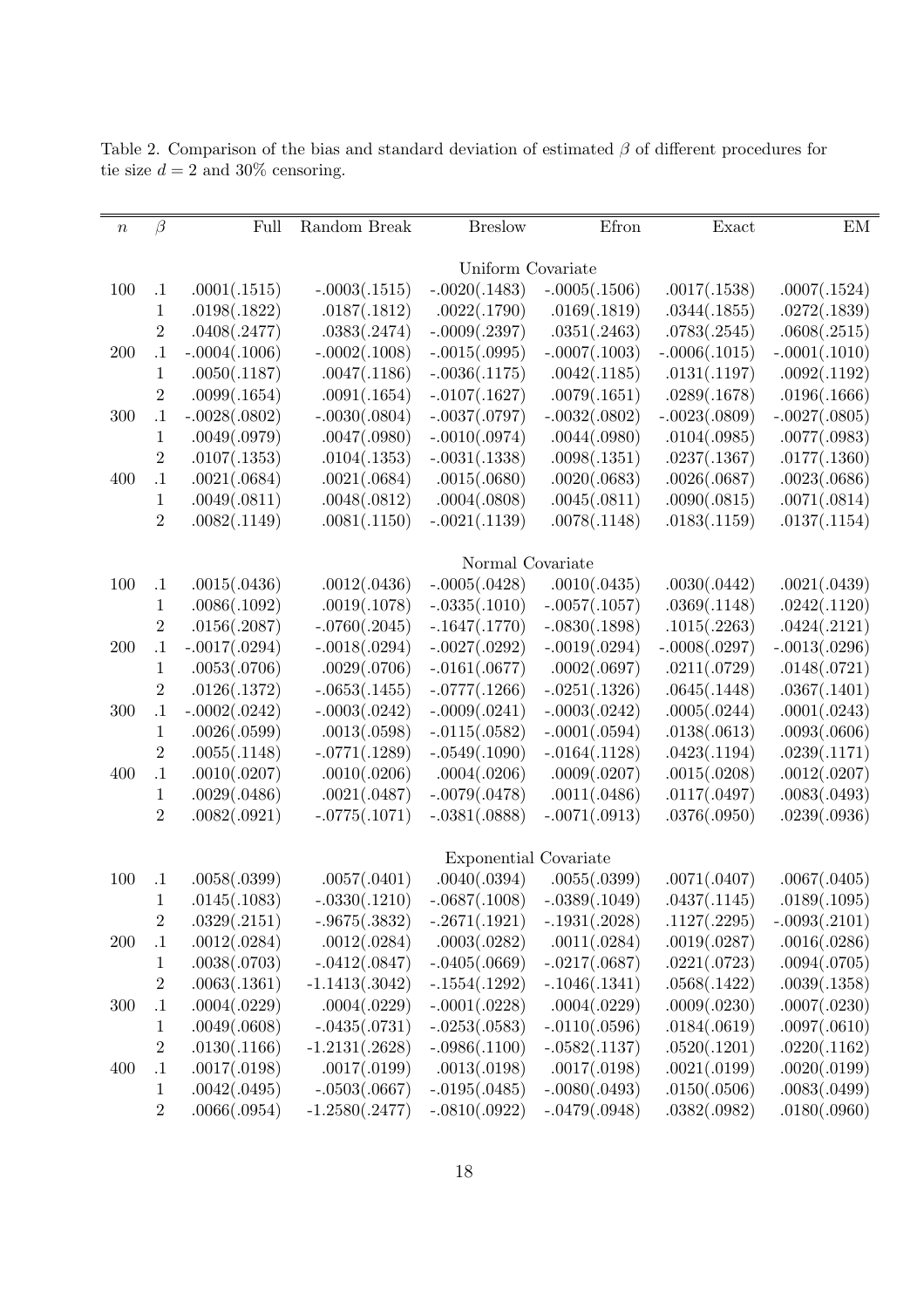Table 2. Comparison of the bias and standard deviation of estimated $\beta$ of different procedures for tie size $d = 2$ and 30% censoring.

| $n$ | $\beta$ | Full | Random Break | Breslow | Efron | Exact | EM |
|---|---|---|---|---|---|---|---|
| | | | | Uniform Covariate | | | |
| 100 | .1 | .0001(.1515) | -.0003(.1515) | -.0020(.1483) | -.0005(.1506) | .0017(.1538) | .0007(.1524) |
| | 1 | .0198(.1822) | .0187(.1812) | .0022(.1790) | .0169(.1819) | .0344(.1855) | .0272(.1839) |
| | 2 | .0408(.2477) | .0383(.2474) | -.0009(.2397) | .0351(.2463) | .0783(.2545) | .0608(.2515) |
| 200 | .1 | -.0004(.1006) | -.0002(.1008) | -.0015(.0995) | -.0007(.1003) | -.0006(.1015) | -.0001(.1010) |
| | 1 | .0050(.1187) | .0047(.1186) | -.0036(.1175) | .0042(.1185) | .0131(.1197) | .0092(.1192) |
| | 2 | .0099(.1654) | .0091(.1654) | -.0107(.1627) | .0079(.1651) | .0289(.1678) | .0196(.1666) |
| 300 | .1 | -.0028(.0802) | -.0030(.0804) | -.0037(.0797) | -.0032(.0802) | -.0023(.0809) | -.0027(.0805) |
| | 1 | .0049(.0979) | .0047(.0980) | -.0010(.0974) | .0044(.0980) | .0104(.0985) | .0077(.0983) |
| | 2 | .0107(.1353) | .0104(.1353) | -.0031(.1338) | .0098(.1351) | .0237(.1367) | .0177(.1360) |
| 400 | .1 | .0021(.0684) | .0021(.0684) | .0015(.0680) | .0020(.0683) | .0026(.0687) | .0023(.0686) |
| | 1 | .0049(.0811) | .0048(.0812) | .0004(.0808) | .0045(.0811) | .0090(.0815) | .0071(.0814) |
| | 2 | .0082(.1149) | .0081(.1150) | -.0021(.1139) | .0078(.1148) | .0183(.1159) | .0137(.1154) |
| | | | | Normal Covariate | | | |
| 100 | .1 | .0015(.0436) | .0012(.0436) | -.0005(.0428) | .0010(.0435) | .0030(.0442) | .0021(.0439) |
| | 1 | .0086(.1092) | .0019(.1078) | -.0335(.1010) | -.0057(.1057) | .0369(.1148) | .0242(.1120) |
| | 2 | .0156(.2087) | -.0760(.2045) | -.1647(.1770) | -.0830(.1898) | .1015(.2263) | .0424(.2121) |
| 200 | .1 | -.0017(.0294) | -.0018(.0294) | -.0027(.0292) | -.0019(.0294) | -.0008(.0297) | -.0013(.0296) |
| | 1 | .0053(.0706) | .0029(.0706) | -.0161(.0677) | .0002(.0697) | .0211(.0729) | .0148(.0721) |
| | 2 | .0126(.1372) | -.0653(.1455) | -.0777(.1266) | -.0251(.1326) | .0645(.1448) | .0367(.1401) |
| 300 | .1 | -.0002(.0242) | -.0003(.0242) | -.0009(.0241) | -.0003(.0242) | .0005(.0244) | .0001(.0243) |
| | 1 | .0026(.0599) | .0013(.0598) | -.0115(.0582) | -.0001(.0594) | .0138(.0613) | .0093(.0606) |
| | 2 | .0055(.1148) | -.0771(.1289) | -.0549(.1090) | -.0164(.1128) | .0423(.1194) | .0239(.1171) |
| 400 | .1 | .0010(.0207) | .0010(.0206) | .0004(.0206) | .0009(.0207) | .0015(.0208) | .0012(.0207) |
| | 1 | .0029(.0486) | .0021(.0487) | -.0079(.0478) | .0011(.0486) | .0117(.0497) | .0083(.0493) |
| | 2 | .0082(.0921) | -.0775(.1071) | -.0381(.0888) | -.0071(.0913) | .0376(.0950) | .0239(.0936) |
| | | | | Exponential Covariate | | | |
| 100 | .1 | .0058(.0399) | .0057(.0401) | .0040(.0394) | .0055(.0399) | .0071(.0407) | .0067(.0405) |
| | 1 | .0145(.1083) | -.0330(.1210) | -.0687(.1008) | -.0389(.1049) | .0437(.1145) | .0189(.1095) |
| | 2 | .0329(.2151) | -.9675(.3832) | -.2671(.1921) | -.1931(.2028) | .1127(.2295) | -.0093(.2101) |
| 200 | .1 | .0012(.0284) | .0012(.0284) | .0003(.0282) | .0011(.0284) | .0019(.0287) | .0016(.0286) |
| | 1 | .0038(.0703) | -.0412(.0847) | -.0405(.0669) | -.0217(.0687) | .0221(.0723) | .0094(.0705) |
| | 2 | .0063(.1361) | -1.1413(.3042) | -.1554(.1292) | -.1046(.1341) | .0568(.1422) | .0039(.1358) |
| 300 | .1 | .0004(.0229) | .0004(.0229) | -.0001(.0228) | .0004(.0229) | .0009(.0230) | .0007(.0230) |
| | 1 | .0049(.0608) | -.0435(.0731) | -.0253(.0583) | -.0110(.0596) | .0184(.0619) | .0097(.0610) |
| | 2 | .0130(.1166) | -1.2131(.2628) | -.0986(.1100) | -.0582(.1137) | .0520(.1201) | .0220(.1162) |
| 400 | .1 | .0017(.0198) | .0017(.0199) | .0013(.0198) | .0017(.0198) | .0021(.0199) | .0020(.0199) |
| | 1 | .0042(.0495) | -.0503(.0667) | -.0195(.0485) | -.0080(.0493) | .0150(.0506) | .0083(.0499) |
| | 2 | .0066(.0954) | -1.2580(.2477) | -.0810(.0922) | -.0479(.0948) | .0382(.0982) | .0180(.0960) |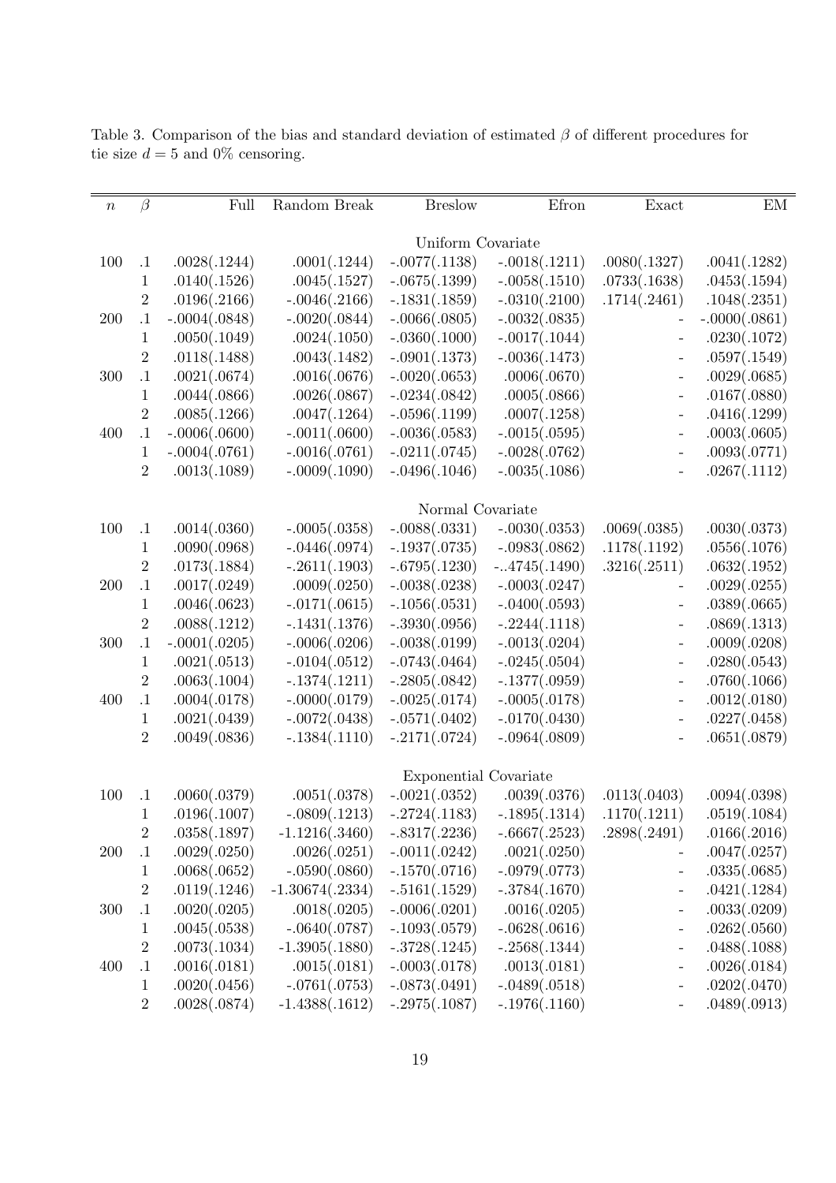Table 3. Comparison of the bias and standard deviation of estimated $\beta$ of different procedures for tie size $d = 5$ and 0% censoring.

| $n$ | $\beta$ | Full | Random Break | Breslow | Efron | Exact | EM |
|---|---|---|---|---|---|---|---|
| | | | | Uniform Covariate | | | |
| 100 | .1 | .0028(.1244) | .0001(.1244) | -.0077(.1138) | -.0018(.1211) | .0080(.1327) | .0041(.1282) |
| | 1 | .0140(.1526) | .0045(.1527) | -.0675(.1399) | -.0058(.1510) | .0733(.1638) | .0453(.1594) |
| | 2 | .0196(.2166) | -.0046(.2166) | -.1831(.1859) | -.0310(.2100) | .1714(.2461) | .1048(.2351) |
| 200 | .1 | -.0004(.0848) | -.0020(.0844) | -.0066(.0805) | -.0032(.0835) | - | -.0000(.0861) |
| | 1 | .0050(.1049) | .0024(.1050) | -.0360(.1000) | -.0017(.1044) | - | .0230(.1072) |
| | 2 | .0118(.1488) | .0043(.1482) | -.0901(.1373) | -.0036(.1473) | - | .0597(.1549) |
| 300 | .1 | .0021(.0674) | .0016(.0676) | -.0020(.0653) | .0006(.0670) | - | .0029(.0685) |
| | 1 | .0044(.0866) | .0026(.0867) | -.0234(.0842) | .0005(.0866) | - | .0167(.0880) |
| | 2 | .0085(.1266) | .0047(.1264) | -.0596(.1199) | .0007(.1258) | - | .0416(.1299) |
| 400 | .1 | -.0006(.0600) | -.0011(.0600) | -.0036(.0583) | -.0015(.0595) | - | .0003(.0605) |
| | 1 | -.0004(.0761) | -.0016(.0761) | -.0211(.0745) | -.0028(.0762) | - | .0093(.0771) |
| | 2 | .0013(.1089) | -.0009(.1090) | -.0496(.1046) | -.0035(.1086) | - | .0267(.1112) |
| | | | | Normal Covariate | | | |
| 100 | .1 | .0014(.0360) | -.0005(.0358) | -.0088(.0331) | -.0030(.0353) | .0069(.0385) | .0030(.0373) |
| | 1 | .0090(.0968) | -.0446(.0974) | -.1937(.0735) | -.0983(.0862) | .1178(.1192) | .0556(.1076) |
| | 2 | .0173(.1884) | -.2611(.1903) | -.6795(.1230) | -..4745(.1490) | .3216(.2511) | .0632(.1952) |
| 200 | .1 | .0017(.0249) | .0009(.0250) | -.0038(.0238) | -.0003(.0247) | - | .0029(.0255) |
| | 1 | .0046(.0623) | -.0171(.0615) | -.1056(.0531) | -.0400(.0593) | - | .0389(.0665) |
| | 2 | .0088(.1212) | -.1431(.1376) | -.3930(.0956) | -.2244(.1118) | - | .0869(.1313) |
| 300 | .1 | -.0001(.0205) | -.0006(.0206) | -.0038(.0199) | -.0013(.0204) | - | .0009(.0208) |
| | 1 | .0021(.0513) | -.0104(.0512) | -.0743(.0464) | -.0245(.0504) | - | .0280(.0543) |
| | 2 | .0063(.1004) | -.1374(.1211) | -.2805(.0842) | -.1377(.0959) | - | .0760(.1066) |
| 400 | .1 | .0004(.0178) | -.0000(.0179) | -.0025(.0174) | -.0005(.0178) | - | .0012(.0180) |
| | 1 | .0021(.0439) | -.0072(.0438) | -.0571(.0402) | -.0170(.0430) | - | .0227(.0458) |
| | 2 | .0049(.0836) | -.1384(.1110) | -.2171(.0724) | -.0964(.0809) | - | .0651(.0879) |
| | | | | Exponential Covariate | | | |
| 100 | .1 | .0060(.0379) | .0051(.0378) | -.0021(.0352) | .0039(.0376) | .0113(.0403) | .0094(.0398) |
| | 1 | .0196(.1007) | -.0809(.1213) | -.2724(.1183) | -.1895(.1314) | .1170(.1211) | .0519(.1084) |
| | 2 | .0358(.1897) | -1.1216(.3460) | -.8317(.2236) | -.6667(.2523) | .2898(.2491) | .0166(.2016) |
| 200 | .1 | .0029(.0250) | .0026(.0251) | -.0011(.0242) | .0021(.0250) | - | .0047(.0257) |
| | 1 | .0068(.0652) | -.0590(.0860) | -.1570(.0716) | -.0979(.0773) | - | .0335(.0685) |
| | 2 | .0119(.1246) | -1.30674(.2334) | -.5161(.1529) | -.3784(.1670) | - | .0421(.1284) |
| 300 | .1 | .0020(.0205) | .0018(.0205) | -.0006(.0201) | .0016(.0205) | - | .0033(.0209) |
| | 1 | .0045(.0538) | -.0640(.0787) | -.1093(.0579) | -.0628(.0616) | - | .0262(.0560) |
| | 2 | .0073(.1034) | -1.3905(.1880) | -.3728(.1245) | -.2568(.1344) | - | .0488(.1088) |
| 400 | .1 | .0016(.0181) | .0015(.0181) | -.0003(.0178) | .0013(.0181) | - | .0026(.0184) |
| | 1 | .0020(.0456) | -.0761(.0753) | -.0873(.0491) | -.0489(.0518) | - | .0202(.0470) |
| | 2 | .0028(.0874) | -1.4388(.1612) | -.2975(.1087) | -.1976(.1160) | - | .0489(.0913) |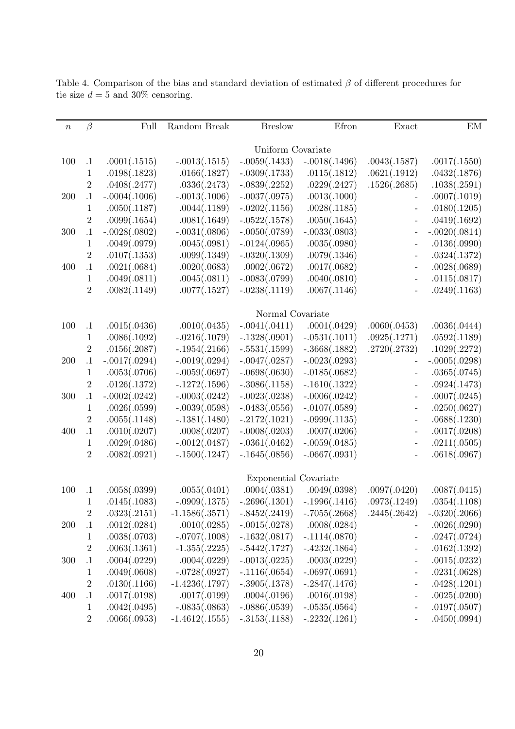Table 4. Comparison of the bias and standard deviation of estimated $\beta$ of different procedures for tie size $d = 5$ and 30% censoring.

| $n$ | $\beta$ | Full | Random Break | Breslow | Efron | Exact | EM |
|---|---|---|---|---|---|---|---|
| | | | | Uniform Covariate | | | |
| 100 | .1 | .0001(.1515) | -.0013(.1515) | -.0059(.1433) | -.0018(.1496) | .0043(.1587) | .0017(.1550) |
| | 1 | .0198(.1823) | .0166(.1827) | -.0309(.1733) | .0115(.1812) | .0621(.1912) | .0432(.1876) |
| | 2 | .0408(.2477) | .0336(.2473) | -.0839(.2252) | .0229(.2427) | .1526(.2685) | .1038(.2591) |
| 200 | .1 | -.0004(.1006) | -.0013(.1006) | -.0037(.0975) | .0013(.1000) | - | .0007(.1019) |
| | 1 | .0050(.1187) | .0044(.1189) | -.0202(.1156) | .0028(.1185) | - | .0180(.1205) |
| | 2 | .0099(.1654) | .0081(.1649) | -.0522(.1578) | .0050(.1645) | - | .0419(.1692) |
| 300 | .1 | -.0028(.0802) | -.0031(.0806) | -.0050(.0789) | -.0033(.0803) | - | -.0020(.0814) |
| | 1 | .0049(.0979) | .0045(.0981) | -.0124(.0965) | .0035(.0980) | - | .0136(.0990) |
| | 2 | .0107(.1353) | .0099(.1349) | -.0320(.1309) | .0079(.1346) | - | .0324(.1372) |
| 400 | .1 | .0021(.0684) | .0020(.0683) | .0002(.0672) | .0017(.0682) | - | .0028(.0689) |
| | 1 | .0049(.0811) | .0045(.0811) | -.0083(.0799) | .0040(.0810) | - | .0115(.0817) |
| | 2 | .0082(.1149) | .0077(.1527) | -.0238(.1119) | .0067(.1146) | - | .0249(.1163) |
| | | | | Normal Covariate | | | |
| 100 | .1 | .0015(.0436) | .0010(.0435) | -.0041(.0411) | .0001(.0429) | .0060(.0453) | .0036(.0444) |
| | 1 | .0086(.1092) | -.0216(.1079) | -.1328(.0901) | -.0531(.1011) | .0925(.1271) | .0592(.1189) |
| | 2 | .0156(.2087) | -.1954(.2166) | -.5531(.1599) | -.3668(.1882) | .2720(.2732) | .1029(.2272) |
| 200 | .1 | -.0017(.0294) | -.0019(.0294) | -.0047(.0287) | -.0023(.0293) | - | -.0005(.0298) |
| | 1 | .0053(.0706) | -.0059(.0697) | -.0698(.0630) | -.0185(.0682) | - | .0365(.0745) |
| | 2 | .0126(.1372) | -.1272(.1596) | -.3086(.1158) | -.1610(.1322) | - | .0924(.1473) |
| 300 | .1 | -.0002(.0242) | -.0003(.0242) | -.0023(.0238) | -.0006(.0242) | - | .0007(.0245) |
| | 1 | .0026(.0599) | -.0039(.0598) | -.0483(.0556) | -.0107(.0589) | - | .0250(.0627) |
| | 2 | .0055(.1148) | -.1381(.1480) | -.2172(.1021) | -.0999(.1135) | - | .0688(.1230) |
| 400 | .1 | .0010(.0207) | .0008(.0207) | -.0008(.0203) | .0007(.0206) | - | .0017(.0208) |
| | 1 | .0029(.0486) | -.0012(.0487) | -.0361(.0462) | -.0059(.0485) | - | .0211(.0505) |
| | 2 | .0082(.0921) | -.1500(.1247) | -.1645(.0856) | -.0667(.0931) | - | .0618(.0967) |
| | | | | Exponential Covariate | | | |
| 100 | .1 | .0058(.0399) | .0055(.0401) | .0004(.0381) | .0049(.0398) | .0097(.0420) | .0087(.0415) |
| | 1 | .0145(.1083) | -.0909(.1375) | -.2696(.1301) | -.1996(.1416) | .0973(.1249) | .0354(.1108) |
| | 2 | .0323(.2151) | -1.1586(.3571) | -.8452(.2419) | -.7055(.2668) | .2445(.2642) | -.0320(.2066) |
| 200 | .1 | .0012(.0284) | .0010(.0285) | -.0015(.0278) | .0008(.0284) | - | .0026(.0290) |
| | 1 | .0038(.0703) | -.0707(.1008) | -.1632(.0817) | -.1114(.0870) | - | .0247(.0724) |
| | 2 | .0063(.1361) | -1.355(.2225) | -.5442(.1727) | -.4232(.1864) | - | .0162(.1392) |
| 300 | .1 | .0004(.0229) | .0004(.0229) | -.0013(.0225) | .0003(.0229) | - | .0015(.0232) |
| | 1 | .0049(.0608) | -.0728(.0927) | -.1116(.0654) | -.0697(.0691) | - | .0231(.0628) |
| | 2 | .0130(.1166) | -1.4236(.1797) | -.3905(.1378) | -.2847(.1476) | - | .0428(.1201) |
| 400 | .1 | .0017(.0198) | .0017(.0199) | .0004(.0196) | .0016(.0198) | - | .0025(.0200) |
| | 1 | .0042(.0495) | -.0835(.0863) | -.0886(.0539) | -.0535(.0564) | - | .0197(.0507) |
| | 2 | .0066(.0953) | -1.4612(.1555) | -.3153(.1188) | -.2232(.1261) | - | .0450(.0994) |